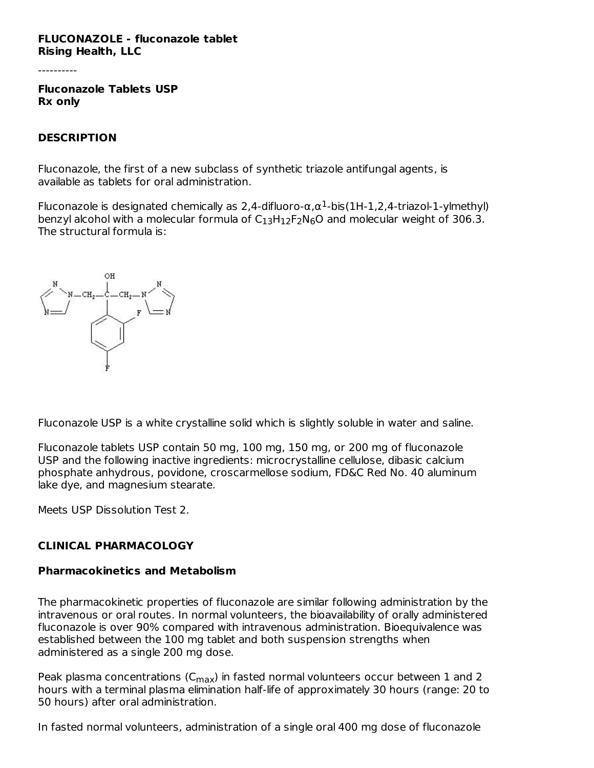**FLUCONAZOLE - fluconazole tablet**
**Rising Health, LLC**

----------

**Fluconazole Tablets USP**
**Rx only**

## DESCRIPTION

Fluconazole, the first of a new subclass of synthetic triazole antifungal agents, is available as tablets for oral administration.

Fluconazole is designated chemically as 2,4-difluoro-α,α$^{1}$-bis(1H-1,2,4-triazol-1-ylmethyl) benzyl alcohol with a molecular formula of $C_{13}H_{12}F_{2}N_{6}O$ and molecular weight of 306.3. The structural formula is:

Fluconazole USP is a white crystalline solid which is slightly soluble in water and saline.

Fluconazole tablets USP contain 50 mg, 100 mg, 150 mg, or 200 mg of fluconazole USP and the following inactive ingredients: microcrystalline cellulose, dibasic calcium phosphate anhydrous, povidone, croscarmellose sodium, FD&C Red No. 40 aluminum lake dye, and magnesium stearate.

Meets USP Dissolution Test 2.

## CLINICAL PHARMACOLOGY

### Pharmacokinetics and Metabolism

The pharmacokinetic properties of fluconazole are similar following administration by the intravenous or oral routes. In normal volunteers, the bioavailability of orally administered fluconazole is over 90% compared with intravenous administration. Bioequivalence was established between the 100 mg tablet and both suspension strengths when administered as a single 200 mg dose.

Peak plasma concentrations ($C_{max}$) in fasted normal volunteers occur between 1 and 2 hours with a terminal plasma elimination half-life of approximately 30 hours (range: 20 to 50 hours) after oral administration.

In fasted normal volunteers, administration of a single oral 400 mg dose of fluconazole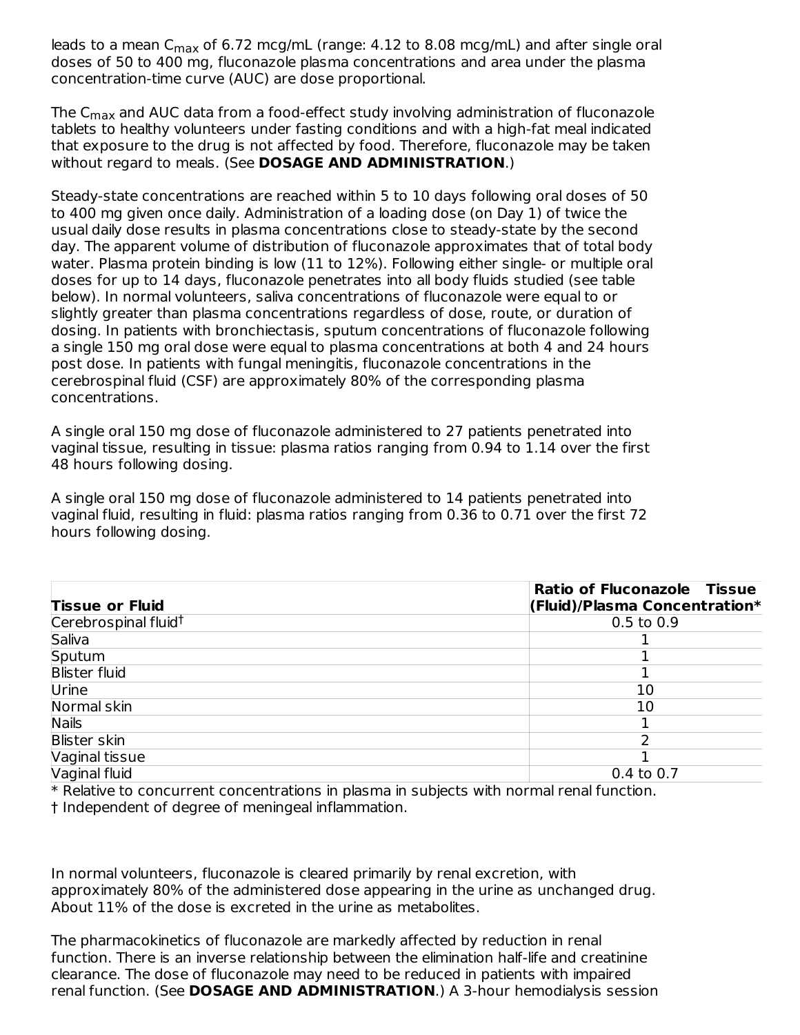leads to a mean $C_{max}$ of 6.72 mcg/mL (range: 4.12 to 8.08 mcg/mL) and after single oral doses of 50 to 400 mg, fluconazole plasma concentrations and area under the plasma concentration-time curve (AUC) are dose proportional.

The $C_{max}$ and AUC data from a food-effect study involving administration of fluconazole tablets to healthy volunteers under fasting conditions and with a high-fat meal indicated that exposure to the drug is not affected by food. Therefore, fluconazole may be taken without regard to meals. (See **DOSAGE AND ADMINISTRATION**.)

Steady-state concentrations are reached within 5 to 10 days following oral doses of 50 to 400 mg given once daily. Administration of a loading dose (on Day 1) of twice the usual daily dose results in plasma concentrations close to steady-state by the second day. The apparent volume of distribution of fluconazole approximates that of total body water. Plasma protein binding is low (11 to 12%). Following either single- or multiple oral doses for up to 14 days, fluconazole penetrates into all body fluids studied (see table below). In normal volunteers, saliva concentrations of fluconazole were equal to or slightly greater than plasma concentrations regardless of dose, route, or duration of dosing. In patients with bronchiectasis, sputum concentrations of fluconazole following a single 150 mg oral dose were equal to plasma concentrations at both 4 and 24 hours post dose. In patients with fungal meningitis, fluconazole concentrations in the cerebrospinal fluid (CSF) are approximately 80% of the corresponding plasma concentrations.

A single oral 150 mg dose of fluconazole administered to 27 patients penetrated into vaginal tissue, resulting in tissue: plasma ratios ranging from 0.94 to 1.14 over the first 48 hours following dosing.

A single oral 150 mg dose of fluconazole administered to 14 patients penetrated into vaginal fluid, resulting in fluid: plasma ratios ranging from 0.36 to 0.71 over the first 72 hours following dosing.

| Tissue or Fluid | Ratio of Fluconazole Tissue (Fluid)/Plasma Concentration* |
|---|---|
| Cerebrospinal fluid† | 0.5 to 0.9 |
| Saliva | 1 |
| Sputum | 1 |
| Blister fluid | 1 |
| Urine | 10 |
| Normal skin | 10 |
| Nails | 1 |
| Blister skin | 2 |
| Vaginal tissue | 1 |
| Vaginal fluid | 0.4 to 0.7 |

* Relative to concurrent concentrations in plasma in subjects with normal renal function.
† Independent of degree of meningeal inflammation.

In normal volunteers, fluconazole is cleared primarily by renal excretion, with approximately 80% of the administered dose appearing in the urine as unchanged drug. About 11% of the dose is excreted in the urine as metabolites.

The pharmacokinetics of fluconazole are markedly affected by reduction in renal function. There is an inverse relationship between the elimination half-life and creatinine clearance. The dose of fluconazole may need to be reduced in patients with impaired renal function. (See **DOSAGE AND ADMINISTRATION**.) A 3-hour hemodialysis session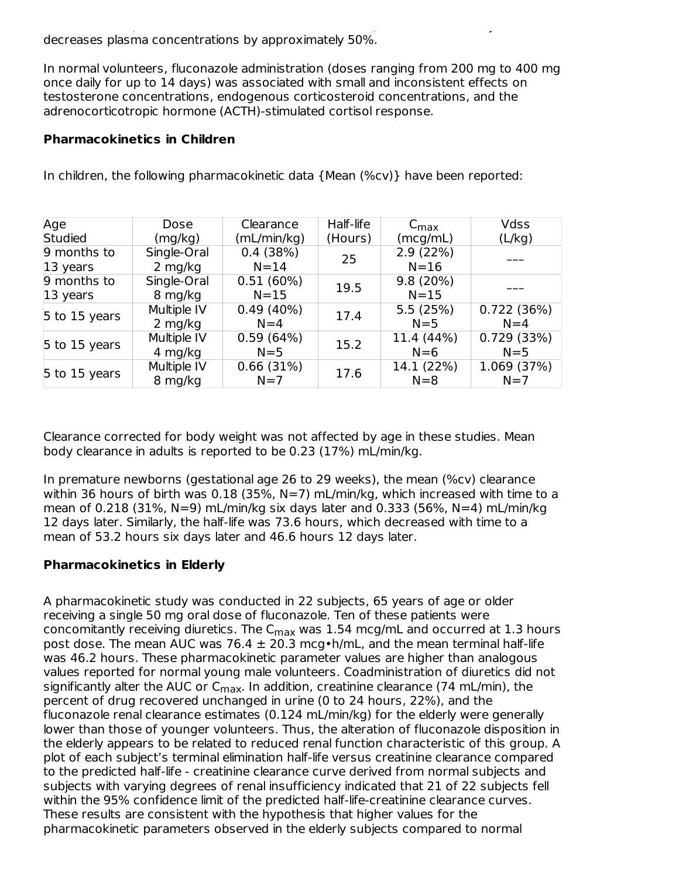decreases plasma concentrations by approximately 50%.

In normal volunteers, fluconazole administration (doses ranging from 200 mg to 400 mg once daily for up to 14 days) was associated with small and inconsistent effects on testosterone concentrations, endogenous corticosteroid concentrations, and the adrenocorticotropic hormone (ACTH)-stimulated cortisol response.

**Pharmacokinetics in Children**

In children, the following pharmacokinetic data {Mean (%cv)} have been reported:

| Age Studied | Dose (mg/kg) | Clearance (mL/min/kg) | Half-life (Hours) | $C_{max}$ (mcg/mL) | Vdss (L/kg) |
|---|---|---|---|---|---|
| 9 months to 13 years | Single-Oral 2 mg/kg | 0.4 (38%) N=14 | 25 | 2.9 (22%) N=16 | --- |
| 9 months to 13 years | Single-Oral 8 mg/kg | 0.51 (60%) N=15 | 19.5 | 9.8 (20%) N=15 | --- |
| 5 to 15 years | Multiple IV 2 mg/kg | 0.49 (40%) N=4 | 17.4 | 5.5 (25%) N=5 | 0.722 (36%) N=4 |
| 5 to 15 years | Multiple IV 4 mg/kg | 0.59 (64%) N=5 | 15.2 | 11.4 (44%) N=6 | 0.729 (33%) N=5 |
| 5 to 15 years | Multiple IV 8 mg/kg | 0.66 (31%) N=7 | 17.6 | 14.1 (22%) N=8 | 1.069 (37%) N=7 |

Clearance corrected for body weight was not affected by age in these studies. Mean body clearance in adults is reported to be 0.23 (17%) mL/min/kg.

In premature newborns (gestational age 26 to 29 weeks), the mean (%cv) clearance within 36 hours of birth was 0.18 (35%, N=7) mL/min/kg, which increased with time to a mean of 0.218 (31%, N=9) mL/min/kg six days later and 0.333 (56%, N=4) mL/min/kg 12 days later. Similarly, the half-life was 73.6 hours, which decreased with time to a mean of 53.2 hours six days later and 46.6 hours 12 days later.

**Pharmacokinetics in Elderly**

A pharmacokinetic study was conducted in 22 subjects, 65 years of age or older receiving a single 50 mg oral dose of fluconazole. Ten of these patients were concomitantly receiving diuretics. The $C_{max}$ was 1.54 mcg/mL and occurred at 1.3 hours post dose. The mean AUC was 76.4 ± 20.3 mcg•h/mL, and the mean terminal half-life was 46.2 hours. These pharmacokinetic parameter values are higher than analogous values reported for normal young male volunteers. Coadministration of diuretics did not significantly alter the AUC or $C_{max}$. In addition, creatinine clearance (74 mL/min), the percent of drug recovered unchanged in urine (0 to 24 hours, 22%), and the fluconazole renal clearance estimates (0.124 mL/min/kg) for the elderly were generally lower than those of younger volunteers. Thus, the alteration of fluconazole disposition in the elderly appears to be related to reduced renal function characteristic of this group. A plot of each subject's terminal elimination half-life versus creatinine clearance compared to the predicted half-life - creatinine clearance curve derived from normal subjects and subjects with varying degrees of renal insufficiency indicated that 21 of 22 subjects fell within the 95% confidence limit of the predicted half-life-creatinine clearance curves. These results are consistent with the hypothesis that higher values for the pharmacokinetic parameters observed in the elderly subjects compared to normal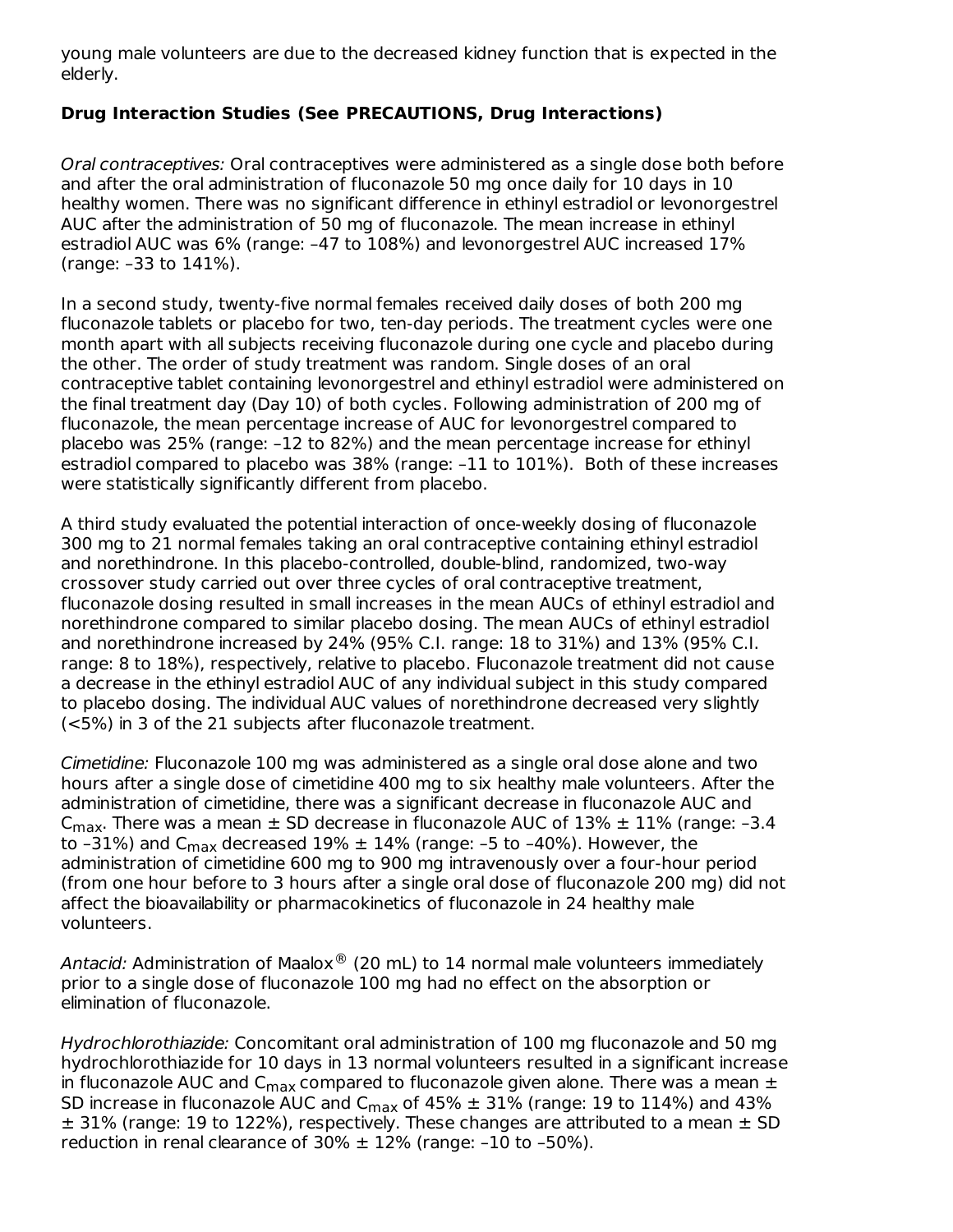young male volunteers are due to the decreased kidney function that is expected in the elderly.

**Drug Interaction Studies (See PRECAUTIONS, Drug Interactions)**

*Oral contraceptives:* Oral contraceptives were administered as a single dose both before and after the oral administration of fluconazole 50 mg once daily for 10 days in 10 healthy women. There was no significant difference in ethinyl estradiol or levonorgestrel AUC after the administration of 50 mg of fluconazole. The mean increase in ethinyl estradiol AUC was 6% (range: –47 to 108%) and levonorgestrel AUC increased 17% (range: –33 to 141%).

In a second study, twenty-five normal females received daily doses of both 200 mg fluconazole tablets or placebo for two, ten-day periods. The treatment cycles were one month apart with all subjects receiving fluconazole during one cycle and placebo during the other. The order of study treatment was random. Single doses of an oral contraceptive tablet containing levonorgestrel and ethinyl estradiol were administered on the final treatment day (Day 10) of both cycles. Following administration of 200 mg of fluconazole, the mean percentage increase of AUC for levonorgestrel compared to placebo was 25% (range: –12 to 82%) and the mean percentage increase for ethinyl estradiol compared to placebo was 38% (range: –11 to 101%). Both of these increases were statistically significantly different from placebo.

A third study evaluated the potential interaction of once-weekly dosing of fluconazole 300 mg to 21 normal females taking an oral contraceptive containing ethinyl estradiol and norethindrone. In this placebo-controlled, double-blind, randomized, two-way crossover study carried out over three cycles of oral contraceptive treatment, fluconazole dosing resulted in small increases in the mean AUCs of ethinyl estradiol and norethindrone compared to similar placebo dosing. The mean AUCs of ethinyl estradiol and norethindrone increased by 24% (95% C.I. range: 18 to 31%) and 13% (95% C.I. range: 8 to 18%), respectively, relative to placebo. Fluconazole treatment did not cause a decrease in the ethinyl estradiol AUC of any individual subject in this study compared to placebo dosing. The individual AUC values of norethindrone decreased very slightly (<5%) in 3 of the 21 subjects after fluconazole treatment.

*Cimetidine:* Fluconazole 100 mg was administered as a single oral dose alone and two hours after a single dose of cimetidine 400 mg to six healthy male volunteers. After the administration of cimetidine, there was a significant decrease in fluconazole AUC and $C_{max}$. There was a mean ± SD decrease in fluconazole AUC of 13% ± 11% (range: –3.4 to –31%) and $C_{max}$ decreased 19% ± 14% (range: –5 to –40%). However, the administration of cimetidine 600 mg to 900 mg intravenously over a four-hour period (from one hour before to 3 hours after a single oral dose of fluconazole 200 mg) did not affect the bioavailability or pharmacokinetics of fluconazole in 24 healthy male volunteers.

*Antacid:* Administration of Maalox® (20 mL) to 14 normal male volunteers immediately prior to a single dose of fluconazole 100 mg had no effect on the absorption or elimination of fluconazole.

*Hydrochlorothiazide:* Concomitant oral administration of 100 mg fluconazole and 50 mg hydrochlorothiazide for 10 days in 13 normal volunteers resulted in a significant increase in fluconazole AUC and $C_{max}$ compared to fluconazole given alone. There was a mean ± SD increase in fluconazole AUC and $C_{max}$ of 45% ± 31% (range: 19 to 114%) and 43% ± 31% (range: 19 to 122%), respectively. These changes are attributed to a mean ± SD reduction in renal clearance of 30% ± 12% (range: –10 to –50%).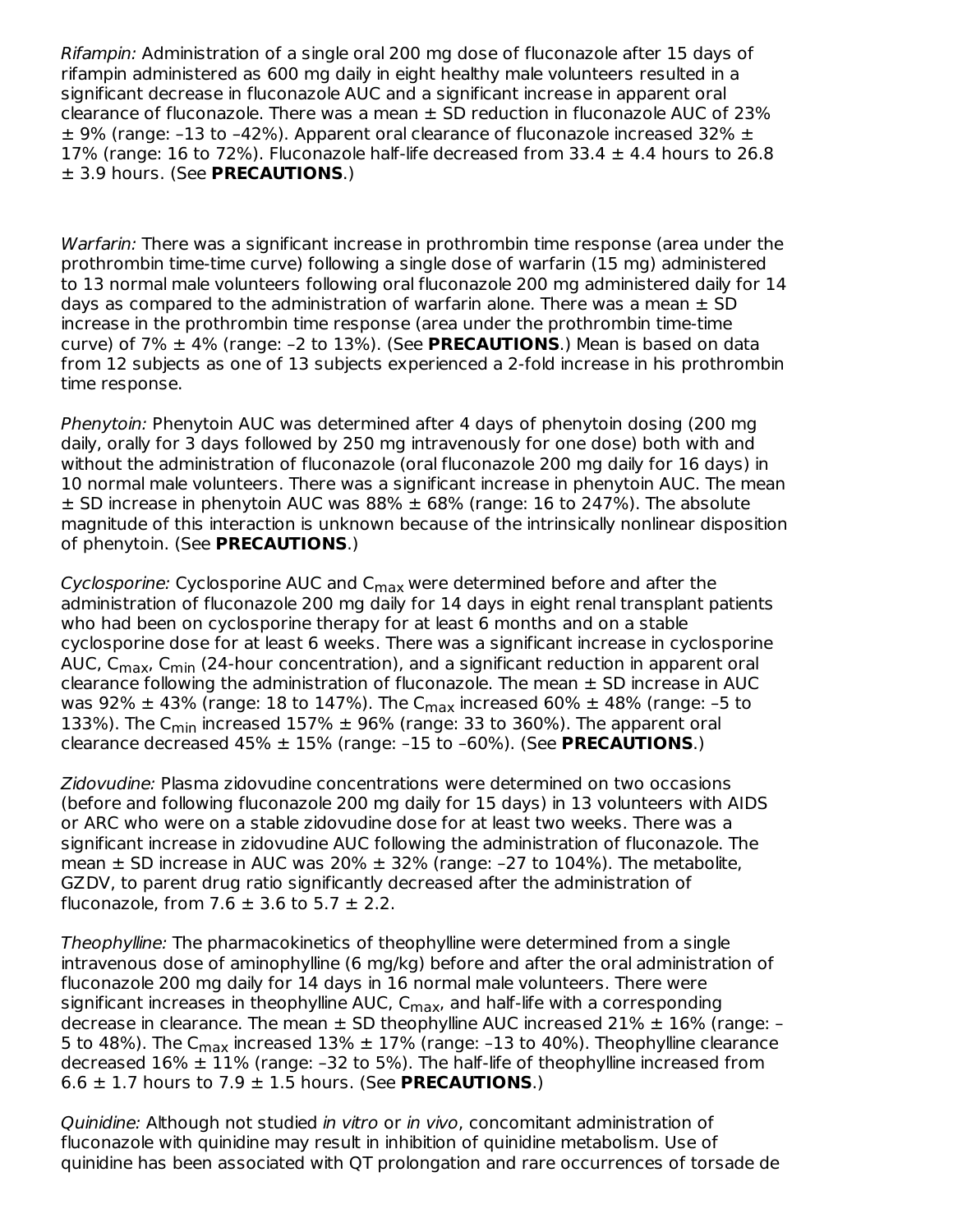*Rifampin:* Administration of a single oral 200 mg dose of fluconazole after 15 days of rifampin administered as 600 mg daily in eight healthy male volunteers resulted in a significant decrease in fluconazole AUC and a significant increase in apparent oral clearance of fluconazole. There was a mean ± SD reduction in fluconazole AUC of 23% ± 9% (range: –13 to –42%). Apparent oral clearance of fluconazole increased 32% ± 17% (range: 16 to 72%). Fluconazole half-life decreased from 33.4 ± 4.4 hours to 26.8 ± 3.9 hours. (See **PRECAUTIONS**.)

*Warfarin:* There was a significant increase in prothrombin time response (area under the prothrombin time-time curve) following a single dose of warfarin (15 mg) administered to 13 normal male volunteers following oral fluconazole 200 mg administered daily for 14 days as compared to the administration of warfarin alone. There was a mean ± SD increase in the prothrombin time response (area under the prothrombin time-time curve) of 7% ± 4% (range: –2 to 13%). (See **PRECAUTIONS**.) Mean is based on data from 12 subjects as one of 13 subjects experienced a 2-fold increase in his prothrombin time response.

*Phenytoin:* Phenytoin AUC was determined after 4 days of phenytoin dosing (200 mg daily, orally for 3 days followed by 250 mg intravenously for one dose) both with and without the administration of fluconazole (oral fluconazole 200 mg daily for 16 days) in 10 normal male volunteers. There was a significant increase in phenytoin AUC. The mean ± SD increase in phenytoin AUC was 88% ± 68% (range: 16 to 247%). The absolute magnitude of this interaction is unknown because of the intrinsically nonlinear disposition of phenytoin. (See **PRECAUTIONS**.)

*Cyclosporine:* Cyclosporine AUC and $C_{max}$ were determined before and after the administration of fluconazole 200 mg daily for 14 days in eight renal transplant patients who had been on cyclosporine therapy for at least 6 months and on a stable cyclosporine dose for at least 6 weeks. There was a significant increase in cyclosporine AUC, $C_{max}$, $C_{min}$ (24-hour concentration), and a significant reduction in apparent oral clearance following the administration of fluconazole. The mean ± SD increase in AUC was 92% ± 43% (range: 18 to 147%). The $C_{max}$ increased 60% ± 48% (range: –5 to 133%). The $C_{min}$ increased 157% ± 96% (range: 33 to 360%). The apparent oral clearance decreased 45% ± 15% (range: –15 to –60%). (See **PRECAUTIONS**.)

*Zidovudine:* Plasma zidovudine concentrations were determined on two occasions (before and following fluconazole 200 mg daily for 15 days) in 13 volunteers with AIDS or ARC who were on a stable zidovudine dose for at least two weeks. There was a significant increase in zidovudine AUC following the administration of fluconazole. The mean ± SD increase in AUC was 20% ± 32% (range: –27 to 104%). The metabolite, GZDV, to parent drug ratio significantly decreased after the administration of fluconazole, from 7.6 ± 3.6 to 5.7 ± 2.2.

*Theophylline:* The pharmacokinetics of theophylline were determined from a single intravenous dose of aminophylline (6 mg/kg) before and after the oral administration of fluconazole 200 mg daily for 14 days in 16 normal male volunteers. There were significant increases in theophylline AUC, $C_{max}$, and half-life with a corresponding decrease in clearance. The mean ± SD theophylline AUC increased 21% ± 16% (range: –5 to 48%). The $C_{max}$ increased 13% ± 17% (range: –13 to 40%). Theophylline clearance decreased 16% ± 11% (range: –32 to 5%). The half-life of theophylline increased from 6.6 ± 1.7 hours to 7.9 ± 1.5 hours. (See **PRECAUTIONS**.)

*Quinidine:* Although not studied *in vitro* or *in vivo*, concomitant administration of fluconazole with quinidine may result in inhibition of quinidine metabolism. Use of quinidine has been associated with QT prolongation and rare occurrences of torsade de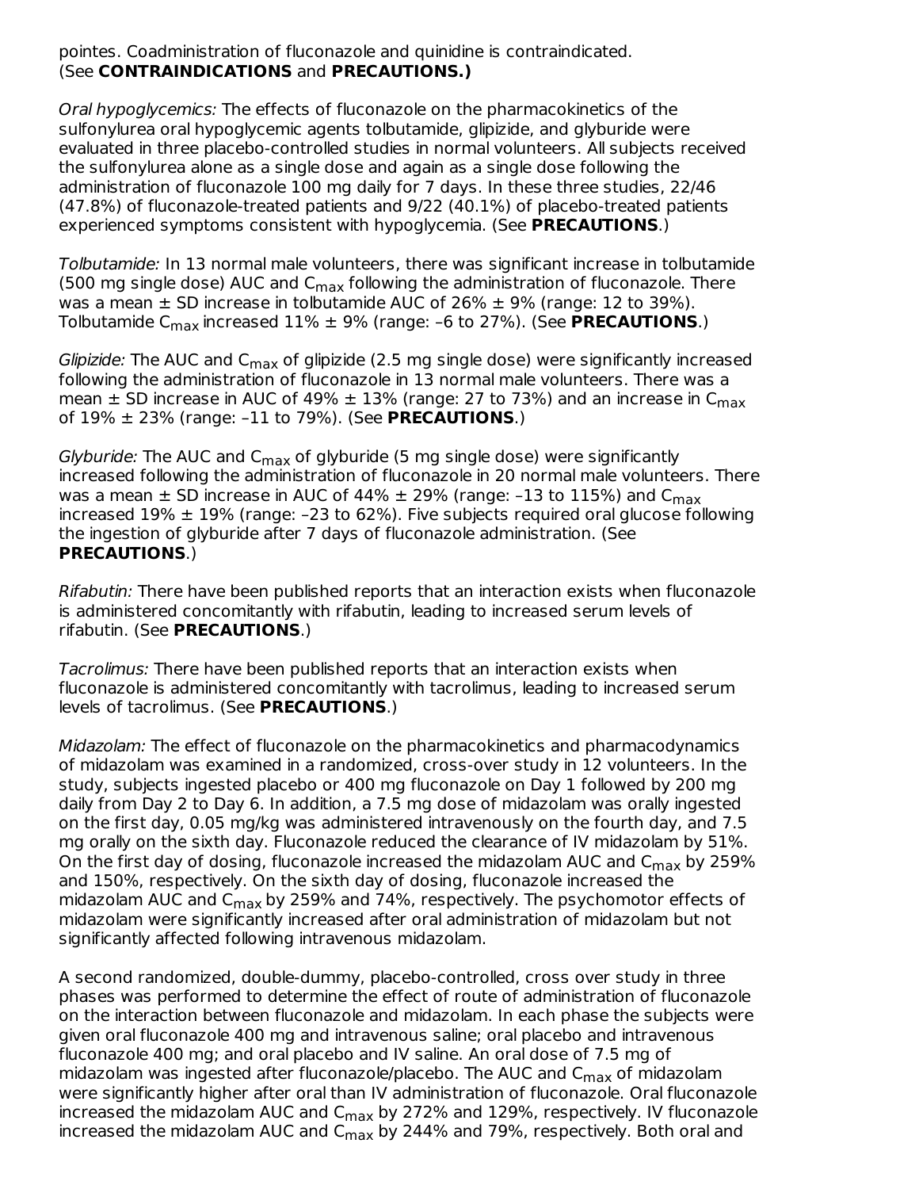pointes. Coadministration of fluconazole and quinidine is contraindicated. (See **CONTRAINDICATIONS** and **PRECAUTIONS.)**

*Oral hypoglycemics:* The effects of fluconazole on the pharmacokinetics of the sulfonylurea oral hypoglycemic agents tolbutamide, glipizide, and glyburide were evaluated in three placebo-controlled studies in normal volunteers. All subjects received the sulfonylurea alone as a single dose and again as a single dose following the administration of fluconazole 100 mg daily for 7 days. In these three studies, 22/46 (47.8%) of fluconazole-treated patients and 9/22 (40.1%) of placebo-treated patients experienced symptoms consistent with hypoglycemia. (See **PRECAUTIONS**.)

*Tolbutamide:* In 13 normal male volunteers, there was significant increase in tolbutamide (500 mg single dose) AUC and $C_{max}$ following the administration of fluconazole. There was a mean ± SD increase in tolbutamide AUC of 26% ± 9% (range: 12 to 39%). Tolbutamide $C_{max}$ increased 11% ± 9% (range: –6 to 27%). (See **PRECAUTIONS**.)

*Glipizide:* The AUC and $C_{max}$ of glipizide (2.5 mg single dose) were significantly increased following the administration of fluconazole in 13 normal male volunteers. There was a mean ± SD increase in AUC of 49% ± 13% (range: 27 to 73%) and an increase in $C_{max}$ of 19% ± 23% (range: –11 to 79%). (See **PRECAUTIONS**.)

*Glyburide:* The AUC and $C_{max}$ of glyburide (5 mg single dose) were significantly increased following the administration of fluconazole in 20 normal male volunteers. There was a mean ± SD increase in AUC of 44% ± 29% (range: –13 to 115%) and $C_{max}$ increased 19% ± 19% (range: –23 to 62%). Five subjects required oral glucose following the ingestion of glyburide after 7 days of fluconazole administration. (See **PRECAUTIONS**.)

*Rifabutin:* There have been published reports that an interaction exists when fluconazole is administered concomitantly with rifabutin, leading to increased serum levels of rifabutin. (See **PRECAUTIONS**.)

*Tacrolimus:* There have been published reports that an interaction exists when fluconazole is administered concomitantly with tacrolimus, leading to increased serum levels of tacrolimus. (See **PRECAUTIONS**.)

*Midazolam:* The effect of fluconazole on the pharmacokinetics and pharmacodynamics of midazolam was examined in a randomized, cross-over study in 12 volunteers. In the study, subjects ingested placebo or 400 mg fluconazole on Day 1 followed by 200 mg daily from Day 2 to Day 6. In addition, a 7.5 mg dose of midazolam was orally ingested on the first day, 0.05 mg/kg was administered intravenously on the fourth day, and 7.5 mg orally on the sixth day. Fluconazole reduced the clearance of IV midazolam by 51%. On the first day of dosing, fluconazole increased the midazolam AUC and $C_{max}$ by 259% and 150%, respectively. On the sixth day of dosing, fluconazole increased the midazolam AUC and $C_{max}$ by 259% and 74%, respectively. The psychomotor effects of midazolam were significantly increased after oral administration of midazolam but not significantly affected following intravenous midazolam.

A second randomized, double-dummy, placebo-controlled, cross over study in three phases was performed to determine the effect of route of administration of fluconazole on the interaction between fluconazole and midazolam. In each phase the subjects were given oral fluconazole 400 mg and intravenous saline; oral placebo and intravenous fluconazole 400 mg; and oral placebo and IV saline. An oral dose of 7.5 mg of midazolam was ingested after fluconazole/placebo. The AUC and $C_{max}$ of midazolam were significantly higher after oral than IV administration of fluconazole. Oral fluconazole increased the midazolam AUC and $C_{max}$ by 272% and 129%, respectively. IV fluconazole increased the midazolam AUC and $C_{max}$ by 244% and 79%, respectively. Both oral and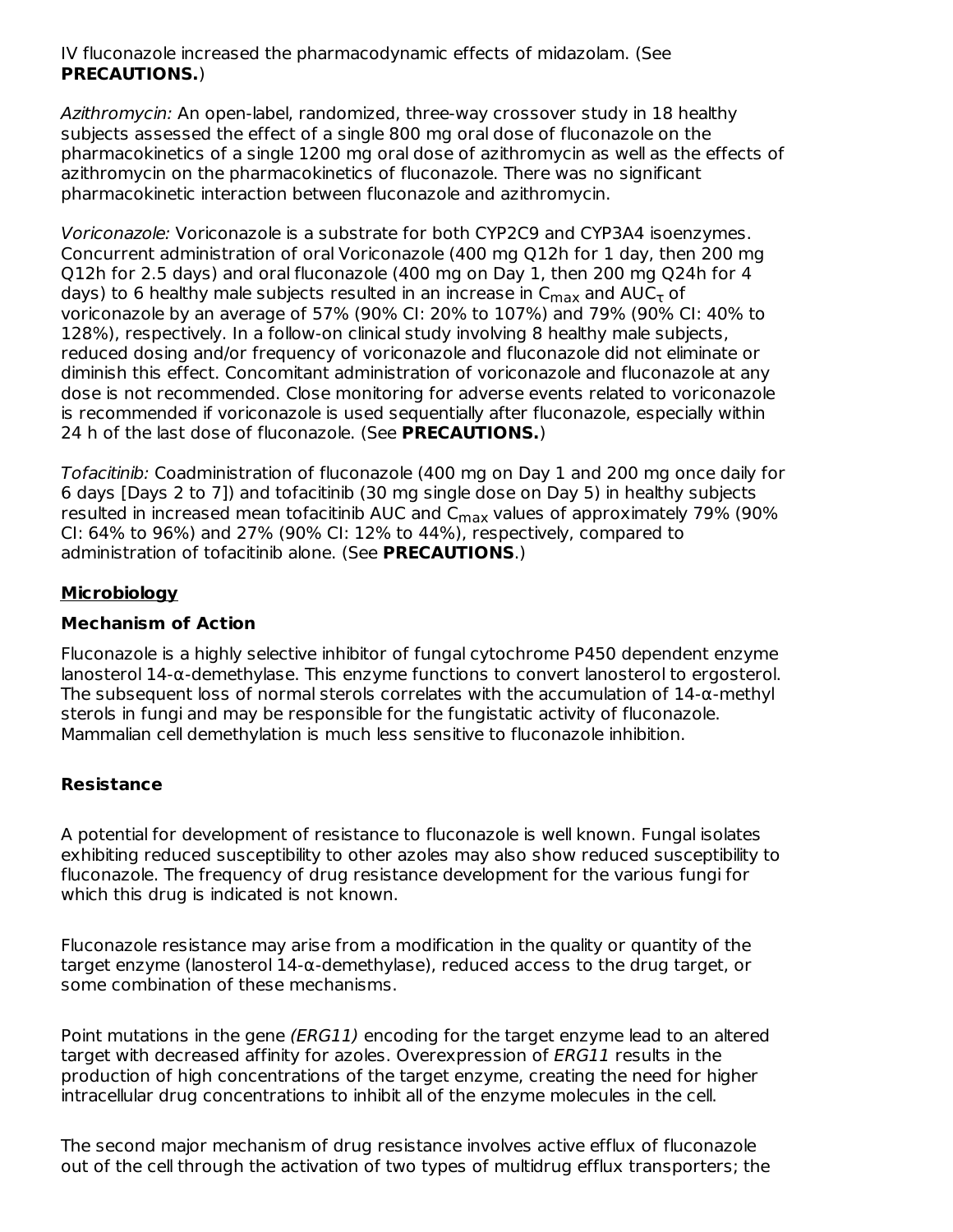IV fluconazole increased the pharmacodynamic effects of midazolam. (See **PRECAUTIONS.**)

*Azithromycin:* An open-label, randomized, three-way crossover study in 18 healthy subjects assessed the effect of a single 800 mg oral dose of fluconazole on the pharmacokinetics of a single 1200 mg oral dose of azithromycin as well as the effects of azithromycin on the pharmacokinetics of fluconazole. There was no significant pharmacokinetic interaction between fluconazole and azithromycin.

*Voriconazole:* Voriconazole is a substrate for both CYP2C9 and CYP3A4 isoenzymes. Concurrent administration of oral Voriconazole (400 mg Q12h for 1 day, then 200 mg Q12h for 2.5 days) and oral fluconazole (400 mg on Day 1, then 200 mg Q24h for 4 days) to 6 healthy male subjects resulted in an increase in $C_{max}$ and $AUC_{\tau}$ of voriconazole by an average of 57% (90% CI: 20% to 107%) and 79% (90% CI: 40% to 128%), respectively. In a follow-on clinical study involving 8 healthy male subjects, reduced dosing and/or frequency of voriconazole and fluconazole did not eliminate or diminish this effect. Concomitant administration of voriconazole and fluconazole at any dose is not recommended. Close monitoring for adverse events related to voriconazole is recommended if voriconazole is used sequentially after fluconazole, especially within 24 h of the last dose of fluconazole. (See **PRECAUTIONS.**)

*Tofacitinib:* Coadministration of fluconazole (400 mg on Day 1 and 200 mg once daily for 6 days [Days 2 to 7]) and tofacitinib (30 mg single dose on Day 5) in healthy subjects resulted in increased mean tofacitinib AUC and $C_{max}$ values of approximately 79% (90% CI: 64% to 96%) and 27% (90% CI: 12% to 44%), respectively, compared to administration of tofacitinib alone. (See **PRECAUTIONS**.)

## Microbiology

### Mechanism of Action

Fluconazole is a highly selective inhibitor of fungal cytochrome P450 dependent enzyme lanosterol 14-α-demethylase. This enzyme functions to convert lanosterol to ergosterol. The subsequent loss of normal sterols correlates with the accumulation of 14-α-methyl sterols in fungi and may be responsible for the fungistatic activity of fluconazole. Mammalian cell demethylation is much less sensitive to fluconazole inhibition.

### Resistance

A potential for development of resistance to fluconazole is well known. Fungal isolates exhibiting reduced susceptibility to other azoles may also show reduced susceptibility to fluconazole. The frequency of drug resistance development for the various fungi for which this drug is indicated is not known.

Fluconazole resistance may arise from a modification in the quality or quantity of the target enzyme (lanosterol 14-α-demethylase), reduced access to the drug target, or some combination of these mechanisms.

Point mutations in the gene *(ERG11)* encoding for the target enzyme lead to an altered target with decreased affinity for azoles. Overexpression of *ERG11* results in the production of high concentrations of the target enzyme, creating the need for higher intracellular drug concentrations to inhibit all of the enzyme molecules in the cell.

The second major mechanism of drug resistance involves active efflux of fluconazole out of the cell through the activation of two types of multidrug efflux transporters; the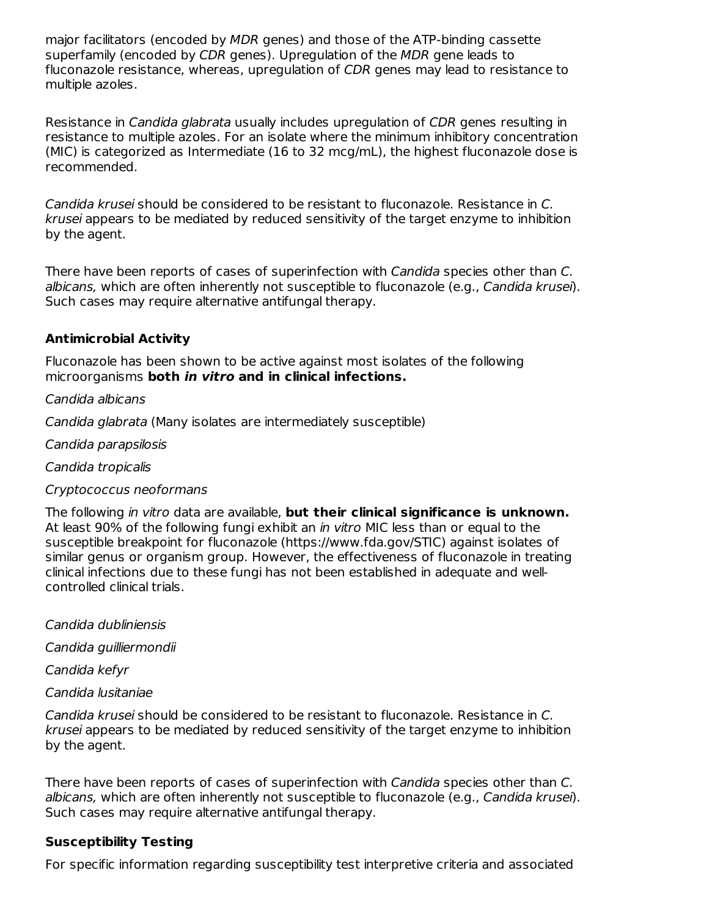major facilitators (encoded by *MDR* genes) and those of the ATP-binding cassette superfamily (encoded by *CDR* genes). Upregulation of the *MDR* gene leads to fluconazole resistance, whereas, upregulation of *CDR* genes may lead to resistance to multiple azoles.

Resistance in *Candida glabrata* usually includes upregulation of *CDR* genes resulting in resistance to multiple azoles. For an isolate where the minimum inhibitory concentration (MIC) is categorized as Intermediate (16 to 32 mcg/mL), the highest fluconazole dose is recommended.

*Candida krusei* should be considered to be resistant to fluconazole. Resistance in *C. krusei* appears to be mediated by reduced sensitivity of the target enzyme to inhibition by the agent.

There have been reports of cases of superinfection with *Candida* species other than *C. albicans,* which are often inherently not susceptible to fluconazole (e.g., *Candida krusei*). Such cases may require alternative antifungal therapy.

**Antimicrobial Activity**

Fluconazole has been shown to be active against most isolates of the following microorganisms **both *in vitro* and in clinical infections.**

*Candida albicans*

*Candida glabrata* (Many isolates are intermediately susceptible)

*Candida parapsilosis*

*Candida tropicalis*

*Cryptococcus neoformans*

The following *in vitro* data are available, **but their clinical significance is unknown.** At least 90% of the following fungi exhibit an *in vitro* MIC less than or equal to the susceptible breakpoint for fluconazole (https://www.fda.gov/STIC) against isolates of similar genus or organism group. However, the effectiveness of fluconazole in treating clinical infections due to these fungi has not been established in adequate and well-controlled clinical trials.

*Candida dubliniensis*

*Candida guilliermondii*

*Candida kefyr*

*Candida lusitaniae*

*Candida krusei* should be considered to be resistant to fluconazole. Resistance in *C. krusei* appears to be mediated by reduced sensitivity of the target enzyme to inhibition by the agent.

There have been reports of cases of superinfection with *Candida* species other than *C. albicans,* which are often inherently not susceptible to fluconazole (e.g., *Candida krusei*). Such cases may require alternative antifungal therapy.

**Susceptibility Testing**

For specific information regarding susceptibility test interpretive criteria and associated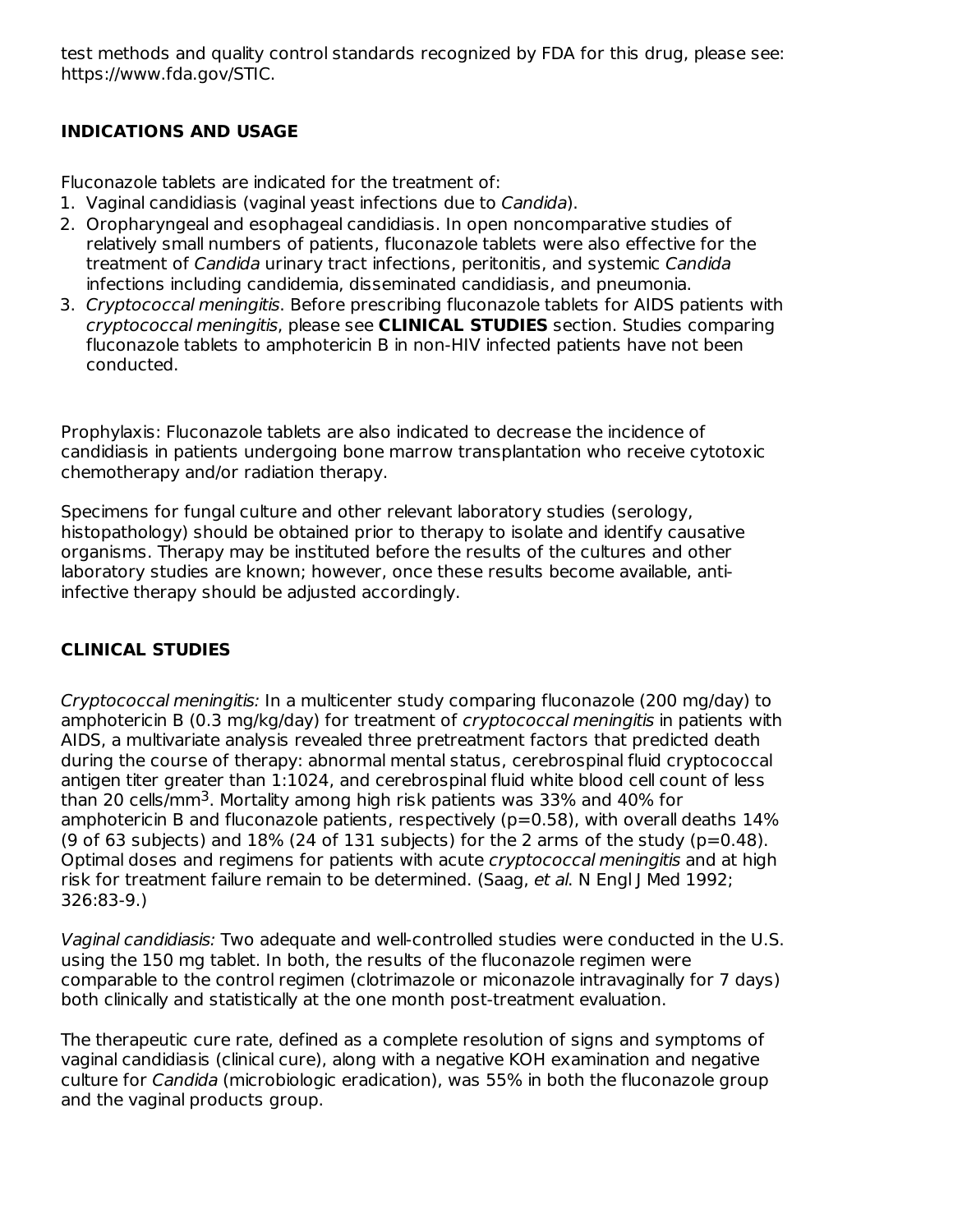test methods and quality control standards recognized by FDA for this drug, please see: https://www.fda.gov/STIC.

## INDICATIONS AND USAGE

Fluconazole tablets are indicated for the treatment of:

1. Vaginal candidiasis (vaginal yeast infections due to *Candida*).
2. Oropharyngeal and esophageal candidiasis. In open noncomparative studies of relatively small numbers of patients, fluconazole tablets were also effective for the treatment of *Candida* urinary tract infections, peritonitis, and systemic *Candida* infections including candidemia, disseminated candidiasis, and pneumonia.
3. *Cryptococcal meningitis*. Before prescribing fluconazole tablets for AIDS patients with *cryptococcal meningitis*, please see **CLINICAL STUDIES** section. Studies comparing fluconazole tablets to amphotericin B in non-HIV infected patients have not been conducted.

Prophylaxis: Fluconazole tablets are also indicated to decrease the incidence of candidiasis in patients undergoing bone marrow transplantation who receive cytotoxic chemotherapy and/or radiation therapy.

Specimens for fungal culture and other relevant laboratory studies (serology, histopathology) should be obtained prior to therapy to isolate and identify causative organisms. Therapy may be instituted before the results of the cultures and other laboratory studies are known; however, once these results become available, anti-infective therapy should be adjusted accordingly.

## CLINICAL STUDIES

*Cryptococcal meningitis:* In a multicenter study comparing fluconazole (200 mg/day) to amphotericin B (0.3 mg/kg/day) for treatment of *cryptococcal meningitis* in patients with AIDS, a multivariate analysis revealed three pretreatment factors that predicted death during the course of therapy: abnormal mental status, cerebrospinal fluid cryptococcal antigen titer greater than 1:1024, and cerebrospinal fluid white blood cell count of less than 20 cells/mm$^3$. Mortality among high risk patients was 33% and 40% for amphotericin B and fluconazole patients, respectively (p=0.58), with overall deaths 14% (9 of 63 subjects) and 18% (24 of 131 subjects) for the 2 arms of the study (p=0.48). Optimal doses and regimens for patients with acute *cryptococcal meningitis* and at high risk for treatment failure remain to be determined. (Saag, *et al.* N Engl J Med 1992; 326:83-9.)

*Vaginal candidiasis:* Two adequate and well-controlled studies were conducted in the U.S. using the 150 mg tablet. In both, the results of the fluconazole regimen were comparable to the control regimen (clotrimazole or miconazole intravaginally for 7 days) both clinically and statistically at the one month post-treatment evaluation.

The therapeutic cure rate, defined as a complete resolution of signs and symptoms of vaginal candidiasis (clinical cure), along with a negative KOH examination and negative culture for *Candida* (microbiologic eradication), was 55% in both the fluconazole group and the vaginal products group.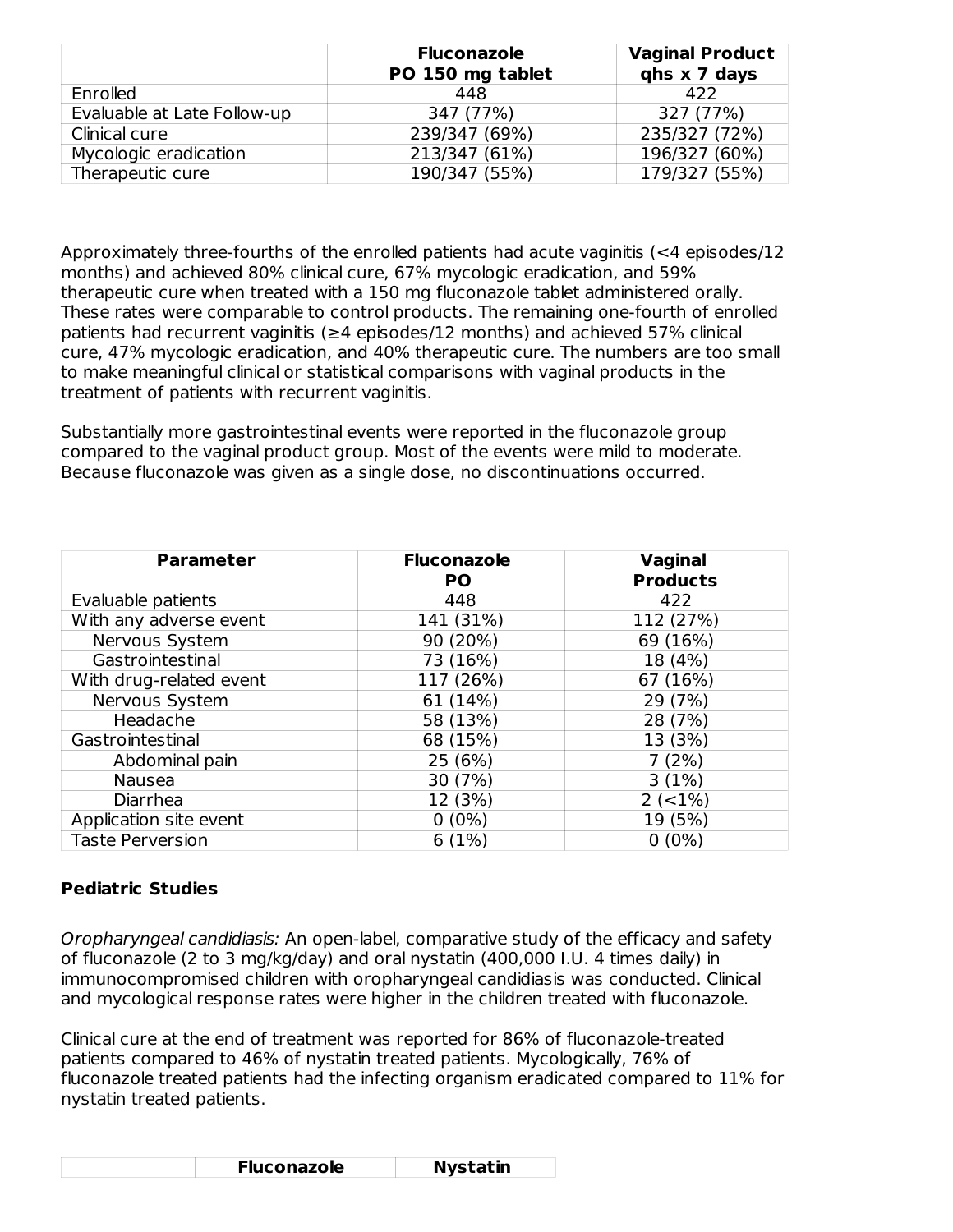| | **Fluconazole PO 150 mg tablet** | **Vaginal Product qhs x 7 days** |
|---|---|---|
| Enrolled | 448 | 422 |
| Evaluable at Late Follow-up | 347 (77%) | 327 (77%) |
| Clinical cure | 239/347 (69%) | 235/327 (72%) |
| Mycologic eradication | 213/347 (61%) | 196/327 (60%) |
| Therapeutic cure | 190/347 (55%) | 179/327 (55%) |

Approximately three-fourths of the enrolled patients had acute vaginitis (<4 episodes/12 months) and achieved 80% clinical cure, 67% mycologic eradication, and 59% therapeutic cure when treated with a 150 mg fluconazole tablet administered orally. These rates were comparable to control products. The remaining one-fourth of enrolled patients had recurrent vaginitis (≥4 episodes/12 months) and achieved 57% clinical cure, 47% mycologic eradication, and 40% therapeutic cure. The numbers are too small to make meaningful clinical or statistical comparisons with vaginal products in the treatment of patients with recurrent vaginitis.

Substantially more gastrointestinal events were reported in the fluconazole group compared to the vaginal product group. Most of the events were mild to moderate. Because fluconazole was given as a single dose, no discontinuations occurred.

| **Parameter** | **Fluconazole PO** | **Vaginal Products** |
|---|---|---|
| Evaluable patients | 448 | 422 |
| With any adverse event | 141 (31%) | 112 (27%) |
| Nervous System | 90 (20%) | 69 (16%) |
| Gastrointestinal | 73 (16%) | 18 (4%) |
| With drug-related event | 117 (26%) | 67 (16%) |
| Nervous System | 61 (14%) | 29 (7%) |
| Headache | 58 (13%) | 28 (7%) |
| Gastrointestinal | 68 (15%) | 13 (3%) |
| Abdominal pain | 25 (6%) | 7 (2%) |
| Nausea | 30 (7%) | 3 (1%) |
| Diarrhea | 12 (3%) | 2 (<1%) |
| Application site event | 0 (0%) | 19 (5%) |
| Taste Perversion | 6 (1%) | 0 (0%) |

**Pediatric Studies**

*Oropharyngeal candidiasis:* An open-label, comparative study of the efficacy and safety of fluconazole (2 to 3 mg/kg/day) and oral nystatin (400,000 I.U. 4 times daily) in immunocompromised children with oropharyngeal candidiasis was conducted. Clinical and mycological response rates were higher in the children treated with fluconazole.

Clinical cure at the end of treatment was reported for 86% of fluconazole-treated patients compared to 46% of nystatin treated patients. Mycologically, 76% of fluconazole treated patients had the infecting organism eradicated compared to 11% for nystatin treated patients.

| | **Fluconazole** | **Nystatin** |
|---|---|---|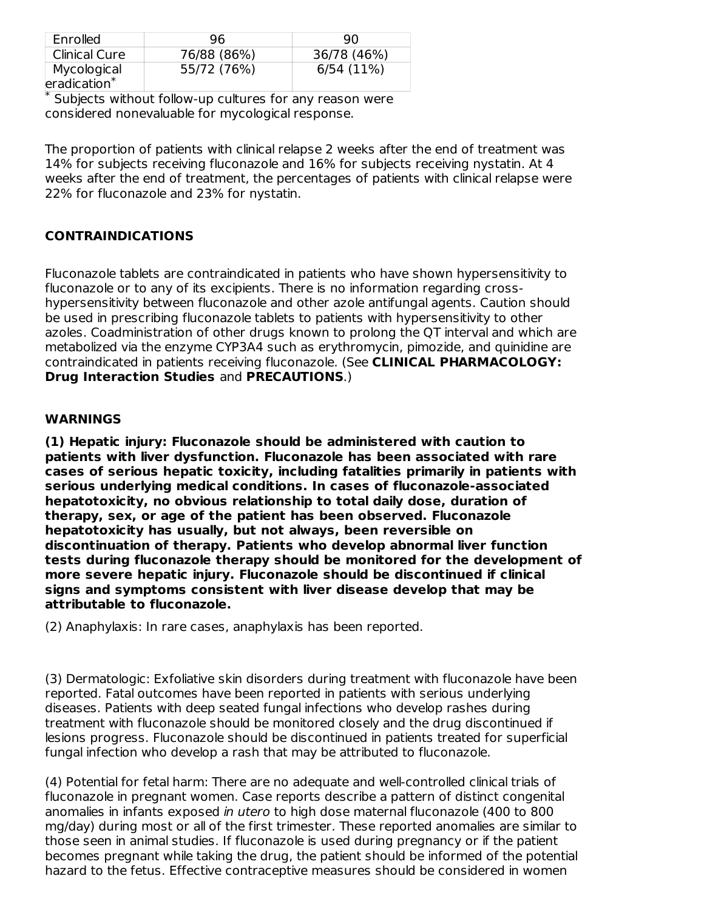| Enrolled | 96 | 90 |
| --- | --- | --- |
| Clinical Cure | 76/88 (86%) | 36/78 (46%) |
| Mycological eradication* | 55/72 (76%) | 6/54 (11%) |

* Subjects without follow-up cultures for any reason were considered nonevaluable for mycological response.

The proportion of patients with clinical relapse 2 weeks after the end of treatment was 14% for subjects receiving fluconazole and 16% for subjects receiving nystatin. At 4 weeks after the end of treatment, the percentages of patients with clinical relapse were 22% for fluconazole and 23% for nystatin.

## CONTRAINDICATIONS

Fluconazole tablets are contraindicated in patients who have shown hypersensitivity to fluconazole or to any of its excipients. There is no information regarding cross-hypersensitivity between fluconazole and other azole antifungal agents. Caution should be used in prescribing fluconazole tablets to patients with hypersensitivity to other azoles. Coadministration of other drugs known to prolong the QT interval and which are metabolized via the enzyme CYP3A4 such as erythromycin, pimozide, and quinidine are contraindicated in patients receiving fluconazole. (See **CLINICAL PHARMACOLOGY: Drug Interaction Studies** and **PRECAUTIONS**.)

## WARNINGS

**(1) Hepatic injury: Fluconazole should be administered with caution to patients with liver dysfunction. Fluconazole has been associated with rare cases of serious hepatic toxicity, including fatalities primarily in patients with serious underlying medical conditions. In cases of fluconazole-associated hepatotoxicity, no obvious relationship to total daily dose, duration of therapy, sex, or age of the patient has been observed. Fluconazole hepatotoxicity has usually, but not always, been reversible on discontinuation of therapy. Patients who develop abnormal liver function tests during fluconazole therapy should be monitored for the development of more severe hepatic injury. Fluconazole should be discontinued if clinical signs and symptoms consistent with liver disease develop that may be attributable to fluconazole.**

(2) Anaphylaxis: In rare cases, anaphylaxis has been reported.

(3) Dermatologic: Exfoliative skin disorders during treatment with fluconazole have been reported. Fatal outcomes have been reported in patients with serious underlying diseases. Patients with deep seated fungal infections who develop rashes during treatment with fluconazole should be monitored closely and the drug discontinued if lesions progress. Fluconazole should be discontinued in patients treated for superficial fungal infection who develop a rash that may be attributed to fluconazole.

(4) Potential for fetal harm: There are no adequate and well-controlled clinical trials of fluconazole in pregnant women. Case reports describe a pattern of distinct congenital anomalies in infants exposed *in utero* to high dose maternal fluconazole (400 to 800 mg/day) during most or all of the first trimester. These reported anomalies are similar to those seen in animal studies. If fluconazole is used during pregnancy or if the patient becomes pregnant while taking the drug, the patient should be informed of the potential hazard to the fetus. Effective contraceptive measures should be considered in women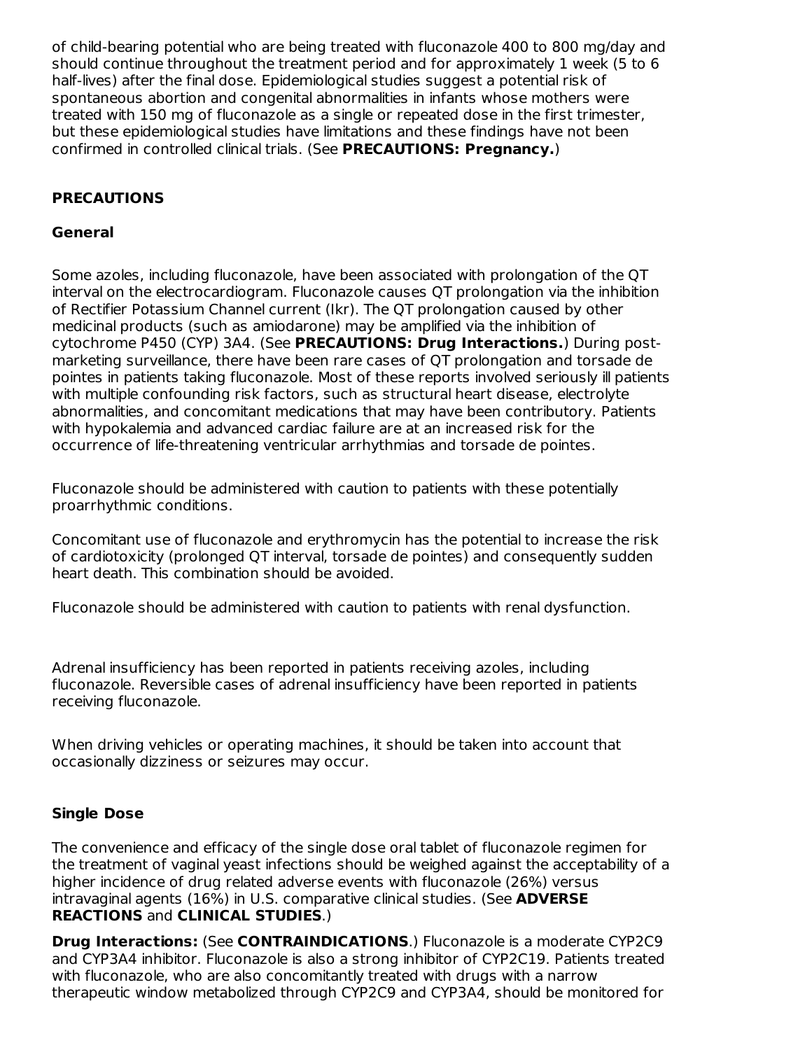of child-bearing potential who are being treated with fluconazole 400 to 800 mg/day and should continue throughout the treatment period and for approximately 1 week (5 to 6 half-lives) after the final dose. Epidemiological studies suggest a potential risk of spontaneous abortion and congenital abnormalities in infants whose mothers were treated with 150 mg of fluconazole as a single or repeated dose in the first trimester, but these epidemiological studies have limitations and these findings have not been confirmed in controlled clinical trials. (See **PRECAUTIONS: Pregnancy.**)

## PRECAUTIONS

### General

Some azoles, including fluconazole, have been associated with prolongation of the QT interval on the electrocardiogram. Fluconazole causes QT prolongation via the inhibition of Rectifier Potassium Channel current (Ikr). The QT prolongation caused by other medicinal products (such as amiodarone) may be amplified via the inhibition of cytochrome P450 (CYP) 3A4. (See **PRECAUTIONS: Drug Interactions.**) During post-marketing surveillance, there have been rare cases of QT prolongation and torsade de pointes in patients taking fluconazole. Most of these reports involved seriously ill patients with multiple confounding risk factors, such as structural heart disease, electrolyte abnormalities, and concomitant medications that may have been contributory. Patients with hypokalemia and advanced cardiac failure are at an increased risk for the occurrence of life-threatening ventricular arrhythmias and torsade de pointes.

Fluconazole should be administered with caution to patients with these potentially proarrhythmic conditions.

Concomitant use of fluconazole and erythromycin has the potential to increase the risk of cardiotoxicity (prolonged QT interval, torsade de pointes) and consequently sudden heart death. This combination should be avoided.

Fluconazole should be administered with caution to patients with renal dysfunction.

Adrenal insufficiency has been reported in patients receiving azoles, including fluconazole. Reversible cases of adrenal insufficiency have been reported in patients receiving fluconazole.

When driving vehicles or operating machines, it should be taken into account that occasionally dizziness or seizures may occur.

### Single Dose

The convenience and efficacy of the single dose oral tablet of fluconazole regimen for the treatment of vaginal yeast infections should be weighed against the acceptability of a higher incidence of drug related adverse events with fluconazole (26%) versus intravaginal agents (16%) in U.S. comparative clinical studies. (See **ADVERSE REACTIONS** and **CLINICAL STUDIES**.)

**Drug Interactions:** (See **CONTRAINDICATIONS**.) Fluconazole is a moderate CYP2C9 and CYP3A4 inhibitor. Fluconazole is also a strong inhibitor of CYP2C19. Patients treated with fluconazole, who are also concomitantly treated with drugs with a narrow therapeutic window metabolized through CYP2C9 and CYP3A4, should be monitored for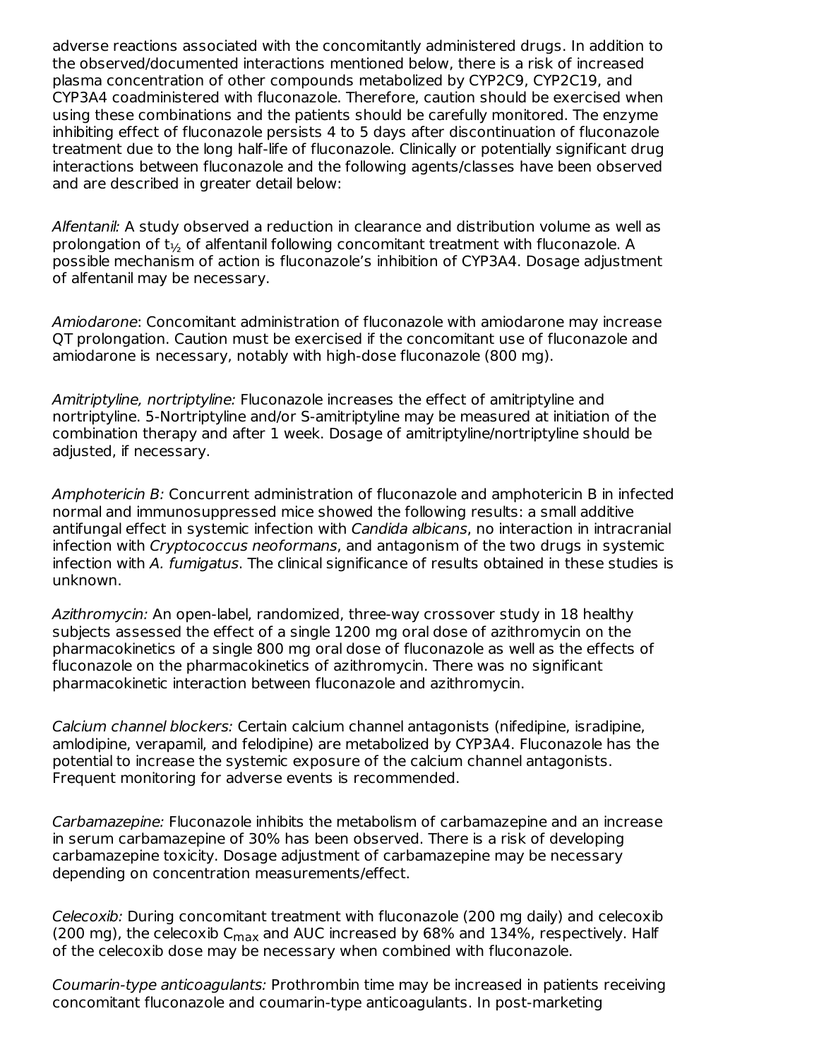adverse reactions associated with the concomitantly administered drugs. In addition to the observed/documented interactions mentioned below, there is a risk of increased plasma concentration of other compounds metabolized by CYP2C9, CYP2C19, and CYP3A4 coadministered with fluconazole. Therefore, caution should be exercised when using these combinations and the patients should be carefully monitored. The enzyme inhibiting effect of fluconazole persists 4 to 5 days after discontinuation of fluconazole treatment due to the long half-life of fluconazole. Clinically or potentially significant drug interactions between fluconazole and the following agents/classes have been observed and are described in greater detail below:

*Alfentanil:* A study observed a reduction in clearance and distribution volume as well as prolongation of $t_{½}$ of alfentanil following concomitant treatment with fluconazole. A possible mechanism of action is fluconazole's inhibition of CYP3A4. Dosage adjustment of alfentanil may be necessary.

*Amiodarone*: Concomitant administration of fluconazole with amiodarone may increase QT prolongation. Caution must be exercised if the concomitant use of fluconazole and amiodarone is necessary, notably with high-dose fluconazole (800 mg).

*Amitriptyline, nortriptyline:* Fluconazole increases the effect of amitriptyline and nortriptyline. 5-Nortriptyline and/or S-amitriptyline may be measured at initiation of the combination therapy and after 1 week. Dosage of amitriptyline/nortriptyline should be adjusted, if necessary.

*Amphotericin B:* Concurrent administration of fluconazole and amphotericin B in infected normal and immunosuppressed mice showed the following results: a small additive antifungal effect in systemic infection with *Candida albicans*, no interaction in intracranial infection with *Cryptococcus neoformans*, and antagonism of the two drugs in systemic infection with *A. fumigatus*. The clinical significance of results obtained in these studies is unknown.

*Azithromycin:* An open-label, randomized, three-way crossover study in 18 healthy subjects assessed the effect of a single 1200 mg oral dose of azithromycin on the pharmacokinetics of a single 800 mg oral dose of fluconazole as well as the effects of fluconazole on the pharmacokinetics of azithromycin. There was no significant pharmacokinetic interaction between fluconazole and azithromycin.

*Calcium channel blockers:* Certain calcium channel antagonists (nifedipine, isradipine, amlodipine, verapamil, and felodipine) are metabolized by CYP3A4. Fluconazole has the potential to increase the systemic exposure of the calcium channel antagonists. Frequent monitoring for adverse events is recommended.

*Carbamazepine:* Fluconazole inhibits the metabolism of carbamazepine and an increase in serum carbamazepine of 30% has been observed. There is a risk of developing carbamazepine toxicity. Dosage adjustment of carbamazepine may be necessary depending on concentration measurements/effect.

*Celecoxib:* During concomitant treatment with fluconazole (200 mg daily) and celecoxib (200 mg), the celecoxib $C_{max}$ and AUC increased by 68% and 134%, respectively. Half of the celecoxib dose may be necessary when combined with fluconazole.

*Coumarin-type anticoagulants:* Prothrombin time may be increased in patients receiving concomitant fluconazole and coumarin-type anticoagulants. In post-marketing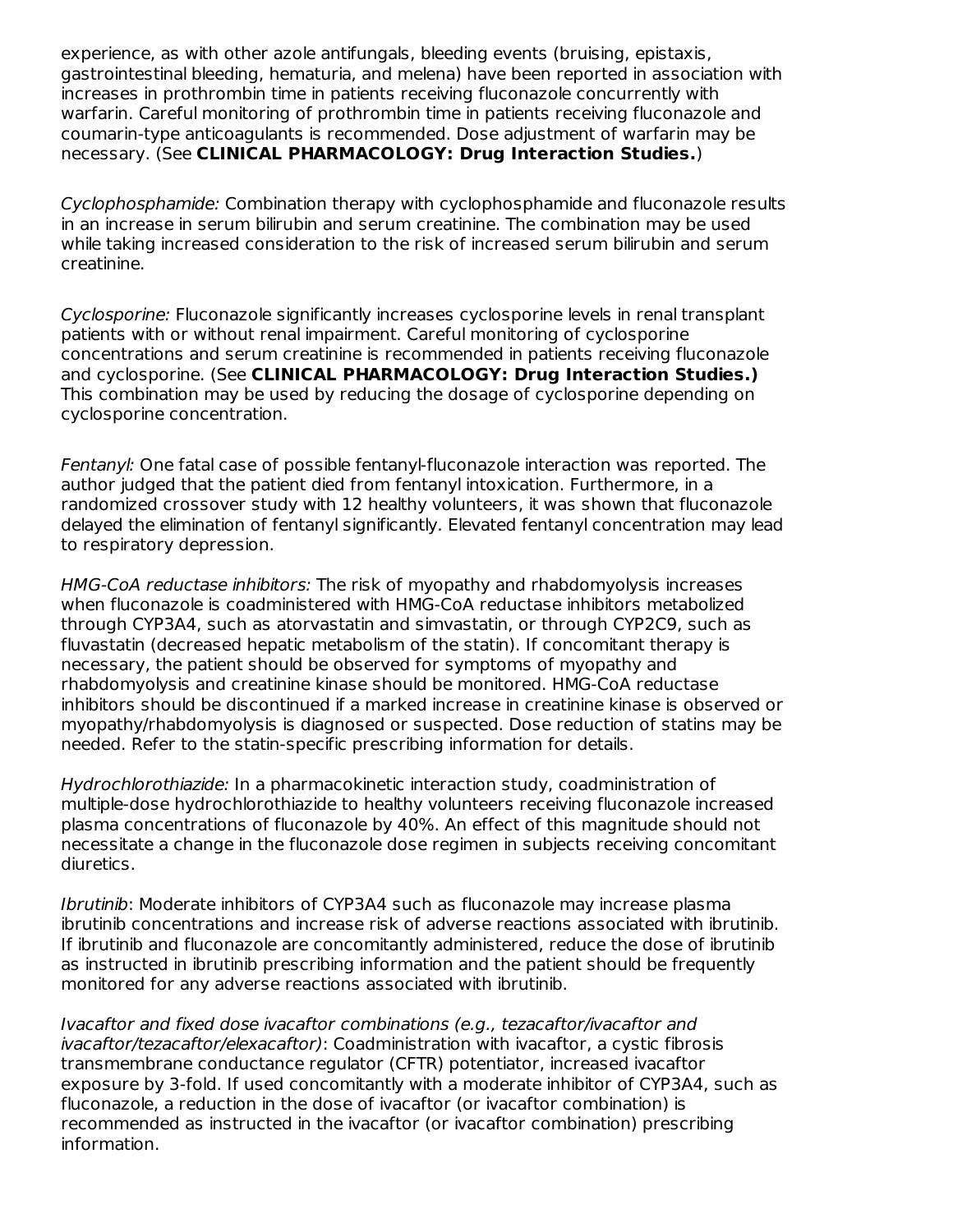experience, as with other azole antifungals, bleeding events (bruising, epistaxis, gastrointestinal bleeding, hematuria, and melena) have been reported in association with increases in prothrombin time in patients receiving fluconazole concurrently with warfarin. Careful monitoring of prothrombin time in patients receiving fluconazole and coumarin-type anticoagulants is recommended. Dose adjustment of warfarin may be necessary. (See **CLINICAL PHARMACOLOGY: Drug Interaction Studies.**)

*Cyclophosphamide:* Combination therapy with cyclophosphamide and fluconazole results in an increase in serum bilirubin and serum creatinine. The combination may be used while taking increased consideration to the risk of increased serum bilirubin and serum creatinine.

*Cyclosporine:* Fluconazole significantly increases cyclosporine levels in renal transplant patients with or without renal impairment. Careful monitoring of cyclosporine concentrations and serum creatinine is recommended in patients receiving fluconazole and cyclosporine. (See **CLINICAL PHARMACOLOGY: Drug Interaction Studies.)** This combination may be used by reducing the dosage of cyclosporine depending on cyclosporine concentration.

*Fentanyl:* One fatal case of possible fentanyl-fluconazole interaction was reported. The author judged that the patient died from fentanyl intoxication. Furthermore, in a randomized crossover study with 12 healthy volunteers, it was shown that fluconazole delayed the elimination of fentanyl significantly. Elevated fentanyl concentration may lead to respiratory depression.

*HMG-CoA reductase inhibitors:* The risk of myopathy and rhabdomyolysis increases when fluconazole is coadministered with HMG-CoA reductase inhibitors metabolized through CYP3A4, such as atorvastatin and simvastatin, or through CYP2C9, such as fluvastatin (decreased hepatic metabolism of the statin). If concomitant therapy is necessary, the patient should be observed for symptoms of myopathy and rhabdomyolysis and creatinine kinase should be monitored. HMG-CoA reductase inhibitors should be discontinued if a marked increase in creatinine kinase is observed or myopathy/rhabdomyolysis is diagnosed or suspected. Dose reduction of statins may be needed. Refer to the statin-specific prescribing information for details.

*Hydrochlorothiazide:* In a pharmacokinetic interaction study, coadministration of multiple-dose hydrochlorothiazide to healthy volunteers receiving fluconazole increased plasma concentrations of fluconazole by 40%. An effect of this magnitude should not necessitate a change in the fluconazole dose regimen in subjects receiving concomitant diuretics.

*Ibrutinib*: Moderate inhibitors of CYP3A4 such as fluconazole may increase plasma ibrutinib concentrations and increase risk of adverse reactions associated with ibrutinib. If ibrutinib and fluconazole are concomitantly administered, reduce the dose of ibrutinib as instructed in ibrutinib prescribing information and the patient should be frequently monitored for any adverse reactions associated with ibrutinib.

*Ivacaftor and fixed dose ivacaftor combinations (e.g., tezacaftor/ivacaftor and ivacaftor/tezacaftor/elexacaftor)*: Coadministration with ivacaftor, a cystic fibrosis transmembrane conductance regulator (CFTR) potentiator, increased ivacaftor exposure by 3-fold. If used concomitantly with a moderate inhibitor of CYP3A4, such as fluconazole, a reduction in the dose of ivacaftor (or ivacaftor combination) is recommended as instructed in the ivacaftor (or ivacaftor combination) prescribing information.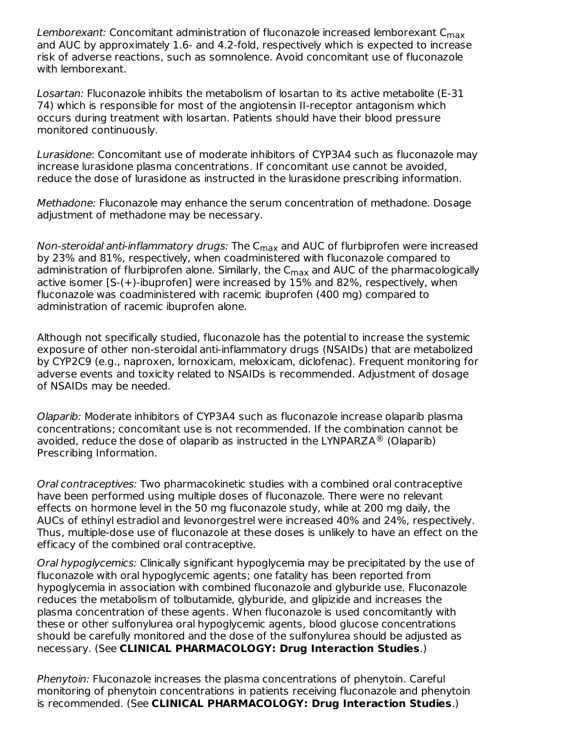*Lemborexant:* Concomitant administration of fluconazole increased lemborexant $C_{max}$ and AUC by approximately 1.6- and 4.2-fold, respectively which is expected to increase risk of adverse reactions, such as somnolence. Avoid concomitant use of fluconazole with lemborexant.

*Losartan:* Fluconazole inhibits the metabolism of losartan to its active metabolite (E-31 74) which is responsible for most of the angiotensin II-receptor antagonism which occurs during treatment with losartan. Patients should have their blood pressure monitored continuously.

*Lurasidone*: Concomitant use of moderate inhibitors of CYP3A4 such as fluconazole may increase lurasidone plasma concentrations. If concomitant use cannot be avoided, reduce the dose of lurasidone as instructed in the lurasidone prescribing information.

*Methadone:* Fluconazole may enhance the serum concentration of methadone. Dosage adjustment of methadone may be necessary.

*Non-steroidal anti-inflammatory drugs:* The $C_{max}$ and AUC of flurbiprofen were increased by 23% and 81%, respectively, when coadministered with fluconazole compared to administration of flurbiprofen alone. Similarly, the $C_{max}$ and AUC of the pharmacologically active isomer [S-(+)-ibuprofen] were increased by 15% and 82%, respectively, when fluconazole was coadministered with racemic ibuprofen (400 mg) compared to administration of racemic ibuprofen alone.

Although not specifically studied, fluconazole has the potential to increase the systemic exposure of other non-steroidal anti-inflammatory drugs (NSAIDs) that are metabolized by CYP2C9 (e.g., naproxen, lornoxicam, meloxicam, diclofenac). Frequent monitoring for adverse events and toxicity related to NSAIDs is recommended. Adjustment of dosage of NSAIDs may be needed.

*Olaparib:* Moderate inhibitors of CYP3A4 such as fluconazole increase olaparib plasma concentrations; concomitant use is not recommended. If the combination cannot be avoided, reduce the dose of olaparib as instructed in the LYNPARZA® (Olaparib) Prescribing Information.

*Oral contraceptives:* Two pharmacokinetic studies with a combined oral contraceptive have been performed using multiple doses of fluconazole. There were no relevant effects on hormone level in the 50 mg fluconazole study, while at 200 mg daily, the AUCs of ethinyl estradiol and levonorgestrel were increased 40% and 24%, respectively. Thus, multiple-dose use of fluconazole at these doses is unlikely to have an effect on the efficacy of the combined oral contraceptive.

*Oral hypoglycemics:* Clinically significant hypoglycemia may be precipitated by the use of fluconazole with oral hypoglycemic agents; one fatality has been reported from hypoglycemia in association with combined fluconazole and glyburide use. Fluconazole reduces the metabolism of tolbutamide, glyburide, and glipizide and increases the plasma concentration of these agents. When fluconazole is used concomitantly with these or other sulfonylurea oral hypoglycemic agents, blood glucose concentrations should be carefully monitored and the dose of the sulfonylurea should be adjusted as necessary. (See **CLINICAL PHARMACOLOGY: Drug Interaction Studies**.)

*Phenytoin:* Fluconazole increases the plasma concentrations of phenytoin. Careful monitoring of phenytoin concentrations in patients receiving fluconazole and phenytoin is recommended. (See **CLINICAL PHARMACOLOGY: Drug Interaction Studies**.)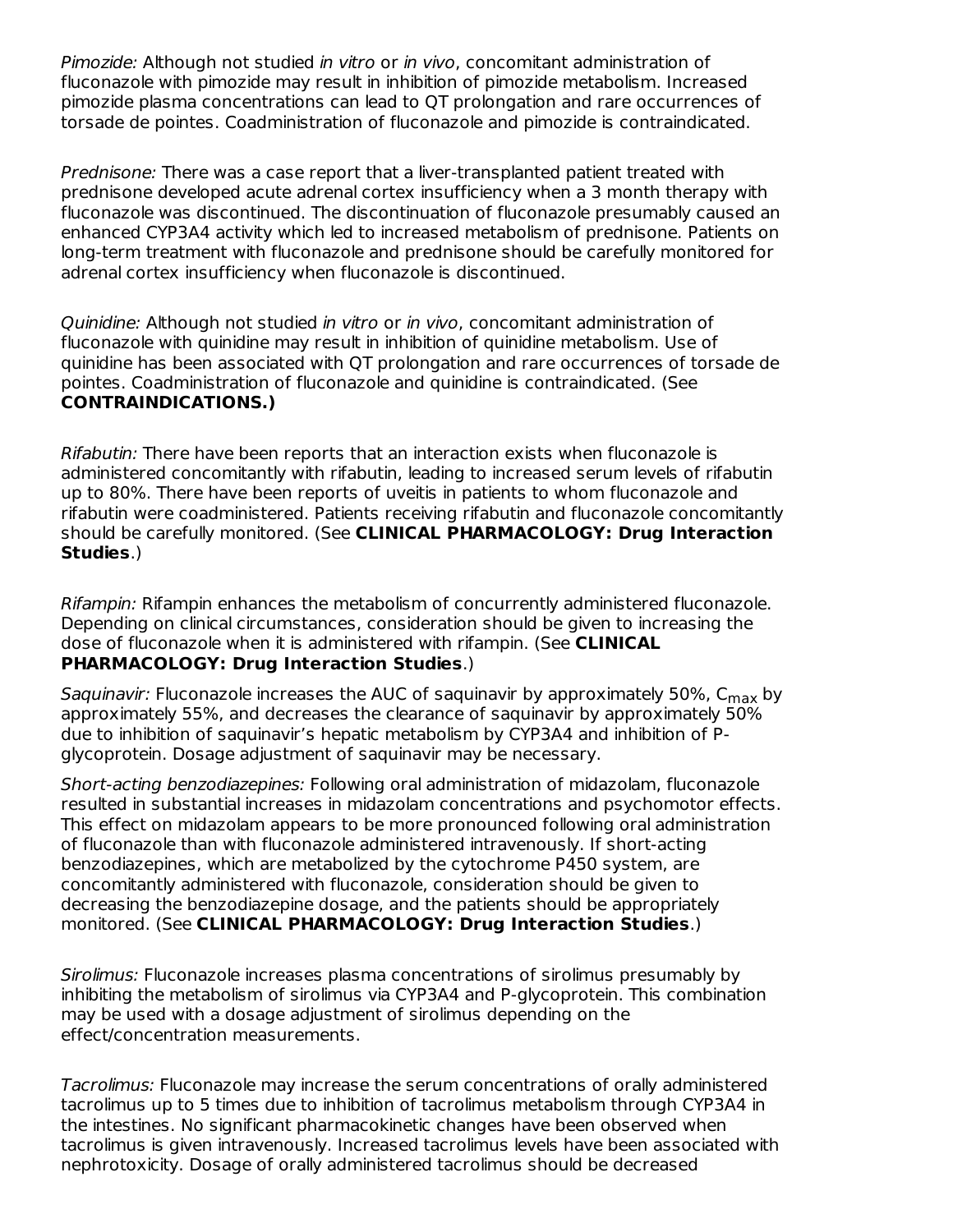*Pimozide:* Although not studied *in vitro* or *in vivo*, concomitant administration of fluconazole with pimozide may result in inhibition of pimozide metabolism. Increased pimozide plasma concentrations can lead to QT prolongation and rare occurrences of torsade de pointes. Coadministration of fluconazole and pimozide is contraindicated.

*Prednisone:* There was a case report that a liver-transplanted patient treated with prednisone developed acute adrenal cortex insufficiency when a 3 month therapy with fluconazole was discontinued. The discontinuation of fluconazole presumably caused an enhanced CYP3A4 activity which led to increased metabolism of prednisone. Patients on long-term treatment with fluconazole and prednisone should be carefully monitored for adrenal cortex insufficiency when fluconazole is discontinued.

*Quinidine:* Although not studied *in vitro* or *in vivo*, concomitant administration of fluconazole with quinidine may result in inhibition of quinidine metabolism. Use of quinidine has been associated with QT prolongation and rare occurrences of torsade de pointes. Coadministration of fluconazole and quinidine is contraindicated. (See **CONTRAINDICATIONS.)**

*Rifabutin:* There have been reports that an interaction exists when fluconazole is administered concomitantly with rifabutin, leading to increased serum levels of rifabutin up to 80%. There have been reports of uveitis in patients to whom fluconazole and rifabutin were coadministered. Patients receiving rifabutin and fluconazole concomitantly should be carefully monitored. (See **CLINICAL PHARMACOLOGY: Drug Interaction Studies**.)

*Rifampin:* Rifampin enhances the metabolism of concurrently administered fluconazole. Depending on clinical circumstances, consideration should be given to increasing the dose of fluconazole when it is administered with rifampin. (See **CLINICAL PHARMACOLOGY: Drug Interaction Studies**.)

*Saquinavir:* Fluconazole increases the AUC of saquinavir by approximately 50%, $C_{max}$ by approximately 55%, and decreases the clearance of saquinavir by approximately 50% due to inhibition of saquinavir's hepatic metabolism by CYP3A4 and inhibition of P-glycoprotein. Dosage adjustment of saquinavir may be necessary.

*Short-acting benzodiazepines:* Following oral administration of midazolam, fluconazole resulted in substantial increases in midazolam concentrations and psychomotor effects. This effect on midazolam appears to be more pronounced following oral administration of fluconazole than with fluconazole administered intravenously. If short-acting benzodiazepines, which are metabolized by the cytochrome P450 system, are concomitantly administered with fluconazole, consideration should be given to decreasing the benzodiazepine dosage, and the patients should be appropriately monitored. (See **CLINICAL PHARMACOLOGY: Drug Interaction Studies**.)

*Sirolimus:* Fluconazole increases plasma concentrations of sirolimus presumably by inhibiting the metabolism of sirolimus via CYP3A4 and P-glycoprotein. This combination may be used with a dosage adjustment of sirolimus depending on the effect/concentration measurements.

*Tacrolimus:* Fluconazole may increase the serum concentrations of orally administered tacrolimus up to 5 times due to inhibition of tacrolimus metabolism through CYP3A4 in the intestines. No significant pharmacokinetic changes have been observed when tacrolimus is given intravenously. Increased tacrolimus levels have been associated with nephrotoxicity. Dosage of orally administered tacrolimus should be decreased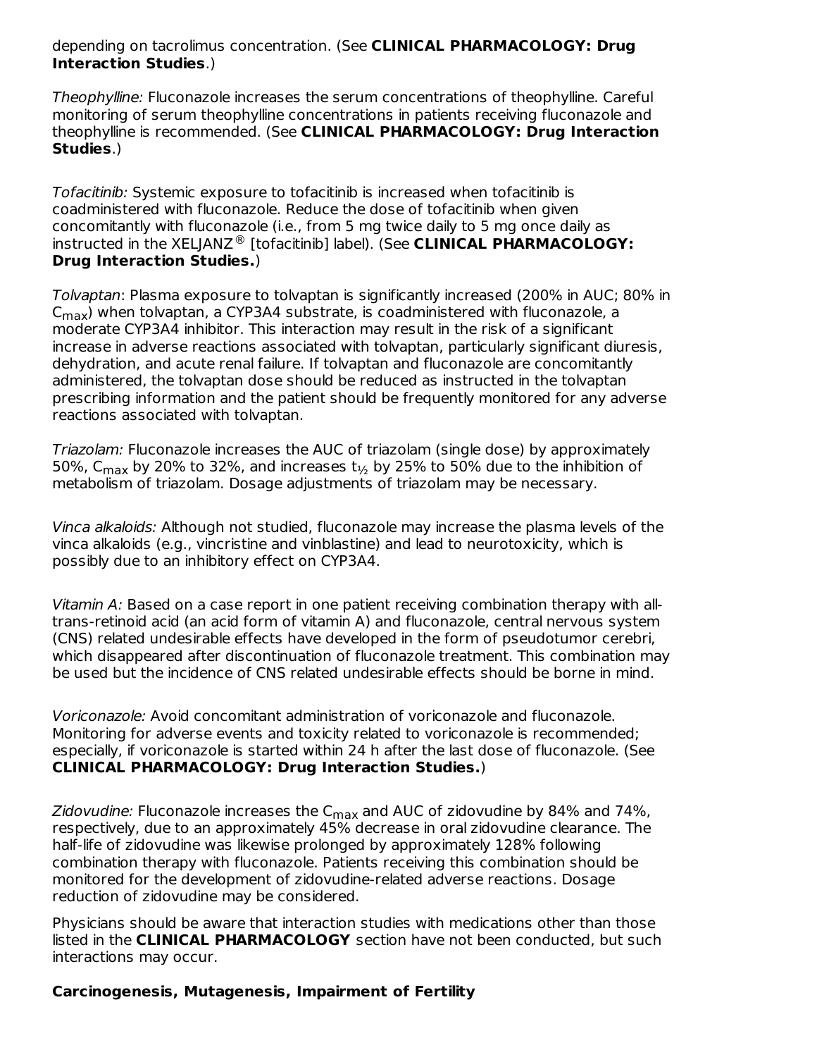depending on tacrolimus concentration. (See **CLINICAL PHARMACOLOGY: Drug Interaction Studies**.)

*Theophylline:* Fluconazole increases the serum concentrations of theophylline. Careful monitoring of serum theophylline concentrations in patients receiving fluconazole and theophylline is recommended. (See **CLINICAL PHARMACOLOGY: Drug Interaction Studies**.)

*Tofacitinib:* Systemic exposure to tofacitinib is increased when tofacitinib is coadministered with fluconazole. Reduce the dose of tofacitinib when given concomitantly with fluconazole (i.e., from 5 mg twice daily to 5 mg once daily as instructed in the XELJANZ® [tofacitinib] label). (See **CLINICAL PHARMACOLOGY: Drug Interaction Studies.**)

*Tolvaptan*: Plasma exposure to tolvaptan is significantly increased (200% in AUC; 80% in $C_{max}$) when tolvaptan, a CYP3A4 substrate, is coadministered with fluconazole, a moderate CYP3A4 inhibitor. This interaction may result in the risk of a significant increase in adverse reactions associated with tolvaptan, particularly significant diuresis, dehydration, and acute renal failure. If tolvaptan and fluconazole are concomitantly administered, the tolvaptan dose should be reduced as instructed in the tolvaptan prescribing information and the patient should be frequently monitored for any adverse reactions associated with tolvaptan.

*Triazolam:* Fluconazole increases the AUC of triazolam (single dose) by approximately 50%, $C_{max}$ by 20% to 32%, and increases $t_{½}$ by 25% to 50% due to the inhibition of metabolism of triazolam. Dosage adjustments of triazolam may be necessary.

*Vinca alkaloids:* Although not studied, fluconazole may increase the plasma levels of the vinca alkaloids (e.g., vincristine and vinblastine) and lead to neurotoxicity, which is possibly due to an inhibitory effect on CYP3A4.

*Vitamin A:* Based on a case report in one patient receiving combination therapy with all-trans-retinoid acid (an acid form of vitamin A) and fluconazole, central nervous system (CNS) related undesirable effects have developed in the form of pseudotumor cerebri, which disappeared after discontinuation of fluconazole treatment. This combination may be used but the incidence of CNS related undesirable effects should be borne in mind.

*Voriconazole:* Avoid concomitant administration of voriconazole and fluconazole. Monitoring for adverse events and toxicity related to voriconazole is recommended; especially, if voriconazole is started within 24 h after the last dose of fluconazole. (See **CLINICAL PHARMACOLOGY: Drug Interaction Studies.**)

*Zidovudine:* Fluconazole increases the $C_{max}$ and AUC of zidovudine by 84% and 74%, respectively, due to an approximately 45% decrease in oral zidovudine clearance. The half-life of zidovudine was likewise prolonged by approximately 128% following combination therapy with fluconazole. Patients receiving this combination should be monitored for the development of zidovudine-related adverse reactions. Dosage reduction of zidovudine may be considered.

Physicians should be aware that interaction studies with medications other than those listed in the **CLINICAL PHARMACOLOGY** section have not been conducted, but such interactions may occur.

### Carcinogenesis, Mutagenesis, Impairment of Fertility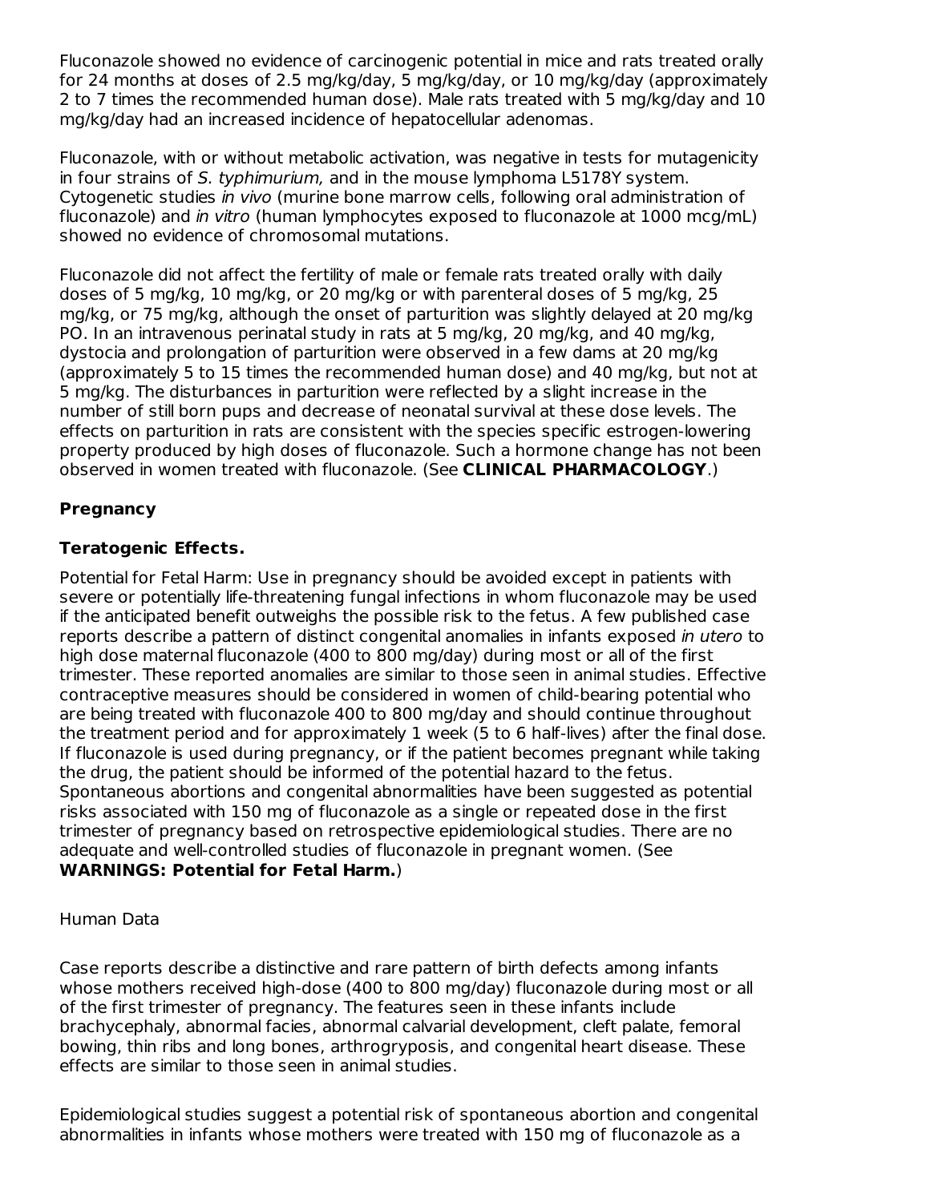Fluconazole showed no evidence of carcinogenic potential in mice and rats treated orally for 24 months at doses of 2.5 mg/kg/day, 5 mg/kg/day, or 10 mg/kg/day (approximately 2 to 7 times the recommended human dose). Male rats treated with 5 mg/kg/day and 10 mg/kg/day had an increased incidence of hepatocellular adenomas.

Fluconazole, with or without metabolic activation, was negative in tests for mutagenicity in four strains of *S. typhimurium,* and in the mouse lymphoma L5178Y system. Cytogenetic studies *in vivo* (murine bone marrow cells, following oral administration of fluconazole) and *in vitro* (human lymphocytes exposed to fluconazole at 1000 mcg/mL) showed no evidence of chromosomal mutations.

Fluconazole did not affect the fertility of male or female rats treated orally with daily doses of 5 mg/kg, 10 mg/kg, or 20 mg/kg or with parenteral doses of 5 mg/kg, 25 mg/kg, or 75 mg/kg, although the onset of parturition was slightly delayed at 20 mg/kg PO. In an intravenous perinatal study in rats at 5 mg/kg, 20 mg/kg, and 40 mg/kg, dystocia and prolongation of parturition were observed in a few dams at 20 mg/kg (approximately 5 to 15 times the recommended human dose) and 40 mg/kg, but not at 5 mg/kg. The disturbances in parturition were reflected by a slight increase in the number of still born pups and decrease of neonatal survival at these dose levels. The effects on parturition in rats are consistent with the species specific estrogen-lowering property produced by high doses of fluconazole. Such a hormone change has not been observed in women treated with fluconazole. (See **CLINICAL PHARMACOLOGY**.)

### Pregnancy

#### Teratogenic Effects.

Potential for Fetal Harm: Use in pregnancy should be avoided except in patients with severe or potentially life-threatening fungal infections in whom fluconazole may be used if the anticipated benefit outweighs the possible risk to the fetus. A few published case reports describe a pattern of distinct congenital anomalies in infants exposed *in utero* to high dose maternal fluconazole (400 to 800 mg/day) during most or all of the first trimester. These reported anomalies are similar to those seen in animal studies. Effective contraceptive measures should be considered in women of child-bearing potential who are being treated with fluconazole 400 to 800 mg/day and should continue throughout the treatment period and for approximately 1 week (5 to 6 half-lives) after the final dose. If fluconazole is used during pregnancy, or if the patient becomes pregnant while taking the drug, the patient should be informed of the potential hazard to the fetus. Spontaneous abortions and congenital abnormalities have been suggested as potential risks associated with 150 mg of fluconazole as a single or repeated dose in the first trimester of pregnancy based on retrospective epidemiological studies. There are no adequate and well-controlled studies of fluconazole in pregnant women. (See **WARNINGS: Potential for Fetal Harm.**)

Human Data

Case reports describe a distinctive and rare pattern of birth defects among infants whose mothers received high-dose (400 to 800 mg/day) fluconazole during most or all of the first trimester of pregnancy. The features seen in these infants include brachycephaly, abnormal facies, abnormal calvarial development, cleft palate, femoral bowing, thin ribs and long bones, arthrogryposis, and congenital heart disease. These effects are similar to those seen in animal studies.

Epidemiological studies suggest a potential risk of spontaneous abortion and congenital abnormalities in infants whose mothers were treated with 150 mg of fluconazole as a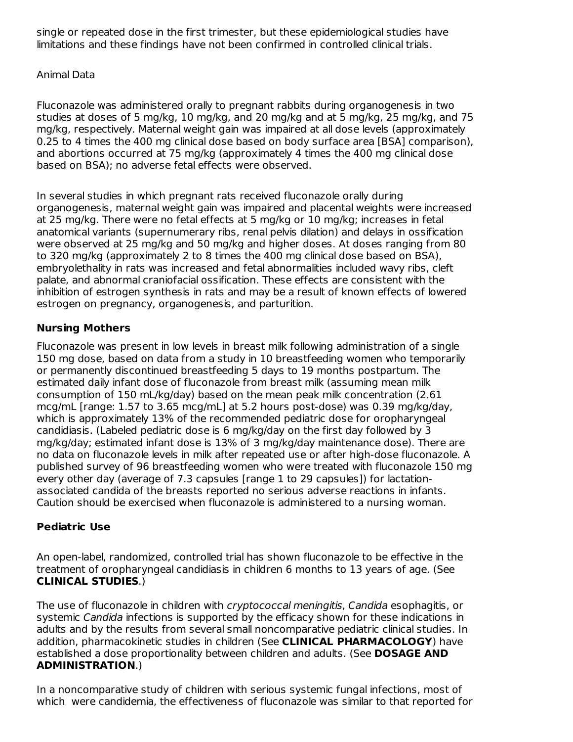single or repeated dose in the first trimester, but these epidemiological studies have limitations and these findings have not been confirmed in controlled clinical trials.

Animal Data

Fluconazole was administered orally to pregnant rabbits during organogenesis in two studies at doses of 5 mg/kg, 10 mg/kg, and 20 mg/kg and at 5 mg/kg, 25 mg/kg, and 75 mg/kg, respectively. Maternal weight gain was impaired at all dose levels (approximately 0.25 to 4 times the 400 mg clinical dose based on body surface area [BSA] comparison), and abortions occurred at 75 mg/kg (approximately 4 times the 400 mg clinical dose based on BSA); no adverse fetal effects were observed.

In several studies in which pregnant rats received fluconazole orally during organogenesis, maternal weight gain was impaired and placental weights were increased at 25 mg/kg. There were no fetal effects at 5 mg/kg or 10 mg/kg; increases in fetal anatomical variants (supernumerary ribs, renal pelvis dilation) and delays in ossification were observed at 25 mg/kg and 50 mg/kg and higher doses. At doses ranging from 80 to 320 mg/kg (approximately 2 to 8 times the 400 mg clinical dose based on BSA), embryolethality in rats was increased and fetal abnormalities included wavy ribs, cleft palate, and abnormal craniofacial ossification. These effects are consistent with the inhibition of estrogen synthesis in rats and may be a result of known effects of lowered estrogen on pregnancy, organogenesis, and parturition.

**Nursing Mothers**

Fluconazole was present in low levels in breast milk following administration of a single 150 mg dose, based on data from a study in 10 breastfeeding women who temporarily or permanently discontinued breastfeeding 5 days to 19 months postpartum. The estimated daily infant dose of fluconazole from breast milk (assuming mean milk consumption of 150 mL/kg/day) based on the mean peak milk concentration (2.61 mcg/mL [range: 1.57 to 3.65 mcg/mL] at 5.2 hours post-dose) was 0.39 mg/kg/day, which is approximately 13% of the recommended pediatric dose for oropharyngeal candidiasis. (Labeled pediatric dose is 6 mg/kg/day on the first day followed by 3 mg/kg/day; estimated infant dose is 13% of 3 mg/kg/day maintenance dose). There are no data on fluconazole levels in milk after repeated use or after high-dose fluconazole. A published survey of 96 breastfeeding women who were treated with fluconazole 150 mg every other day (average of 7.3 capsules [range 1 to 29 capsules]) for lactation-associated candida of the breasts reported no serious adverse reactions in infants. Caution should be exercised when fluconazole is administered to a nursing woman.

**Pediatric Use**

An open-label, randomized, controlled trial has shown fluconazole to be effective in the treatment of oropharyngeal candidiasis in children 6 months to 13 years of age. (See **CLINICAL STUDIES**.)

The use of fluconazole in children with *cryptococcal meningitis*, *Candida* esophagitis, or systemic *Candida* infections is supported by the efficacy shown for these indications in adults and by the results from several small noncomparative pediatric clinical studies. In addition, pharmacokinetic studies in children (See **CLINICAL PHARMACOLOGY**) have established a dose proportionality between children and adults. (See **DOSAGE AND ADMINISTRATION**.)

In a noncomparative study of children with serious systemic fungal infections, most of which were candidemia, the effectiveness of fluconazole was similar to that reported for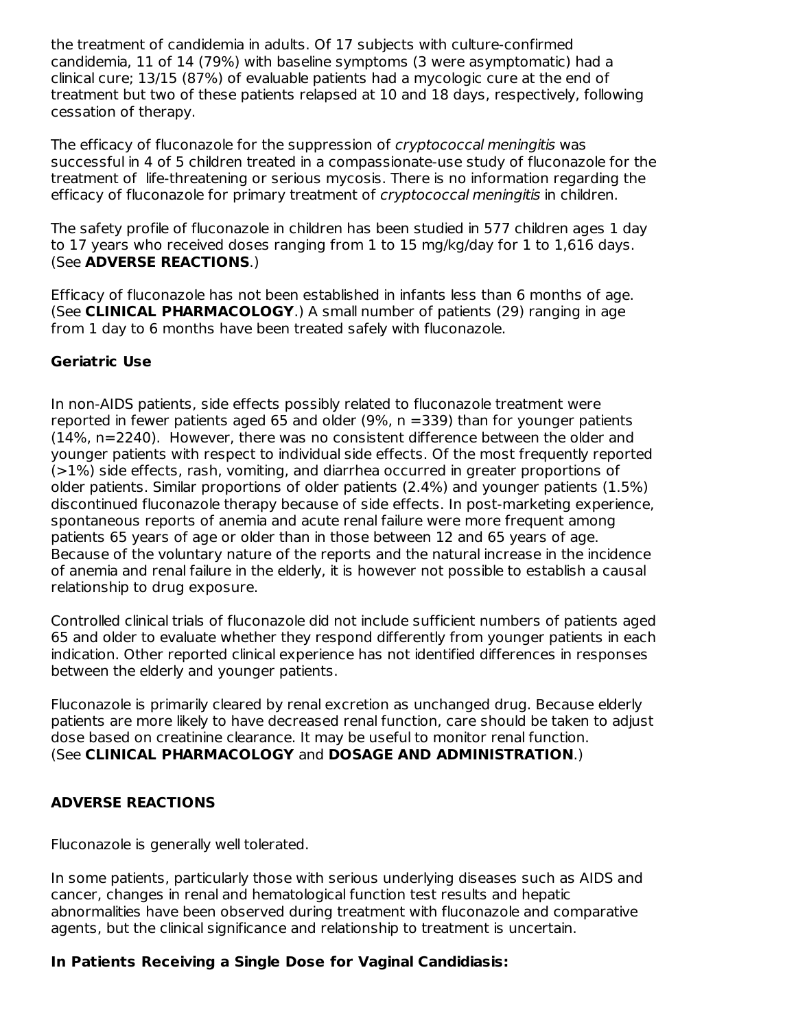the treatment of candidemia in adults. Of 17 subjects with culture-confirmed candidemia, 11 of 14 (79%) with baseline symptoms (3 were asymptomatic) had a clinical cure; 13/15 (87%) of evaluable patients had a mycologic cure at the end of treatment but two of these patients relapsed at 10 and 18 days, respectively, following cessation of therapy.

The efficacy of fluconazole for the suppression of *cryptococcal meningitis* was successful in 4 of 5 children treated in a compassionate-use study of fluconazole for the treatment of life-threatening or serious mycosis. There is no information regarding the efficacy of fluconazole for primary treatment of *cryptococcal meningitis* in children.

The safety profile of fluconazole in children has been studied in 577 children ages 1 day to 17 years who received doses ranging from 1 to 15 mg/kg/day for 1 to 1,616 days. (See **ADVERSE REACTIONS**.)

Efficacy of fluconazole has not been established in infants less than 6 months of age. (See **CLINICAL PHARMACOLOGY**.) A small number of patients (29) ranging in age from 1 day to 6 months have been treated safely with fluconazole.

### Geriatric Use

In non-AIDS patients, side effects possibly related to fluconazole treatment were reported in fewer patients aged 65 and older (9%, n =339) than for younger patients (14%, n=2240). However, there was no consistent difference between the older and younger patients with respect to individual side effects. Of the most frequently reported (>1%) side effects, rash, vomiting, and diarrhea occurred in greater proportions of older patients. Similar proportions of older patients (2.4%) and younger patients (1.5%) discontinued fluconazole therapy because of side effects. In post-marketing experience, spontaneous reports of anemia and acute renal failure were more frequent among patients 65 years of age or older than in those between 12 and 65 years of age. Because of the voluntary nature of the reports and the natural increase in the incidence of anemia and renal failure in the elderly, it is however not possible to establish a causal relationship to drug exposure.

Controlled clinical trials of fluconazole did not include sufficient numbers of patients aged 65 and older to evaluate whether they respond differently from younger patients in each indication. Other reported clinical experience has not identified differences in responses between the elderly and younger patients.

Fluconazole is primarily cleared by renal excretion as unchanged drug. Because elderly patients are more likely to have decreased renal function, care should be taken to adjust dose based on creatinine clearance. It may be useful to monitor renal function. (See **CLINICAL PHARMACOLOGY** and **DOSAGE AND ADMINISTRATION**.)

## ADVERSE REACTIONS

Fluconazole is generally well tolerated.

In some patients, particularly those with serious underlying diseases such as AIDS and cancer, changes in renal and hematological function test results and hepatic abnormalities have been observed during treatment with fluconazole and comparative agents, but the clinical significance and relationship to treatment is uncertain.

### In Patients Receiving a Single Dose for Vaginal Candidiasis: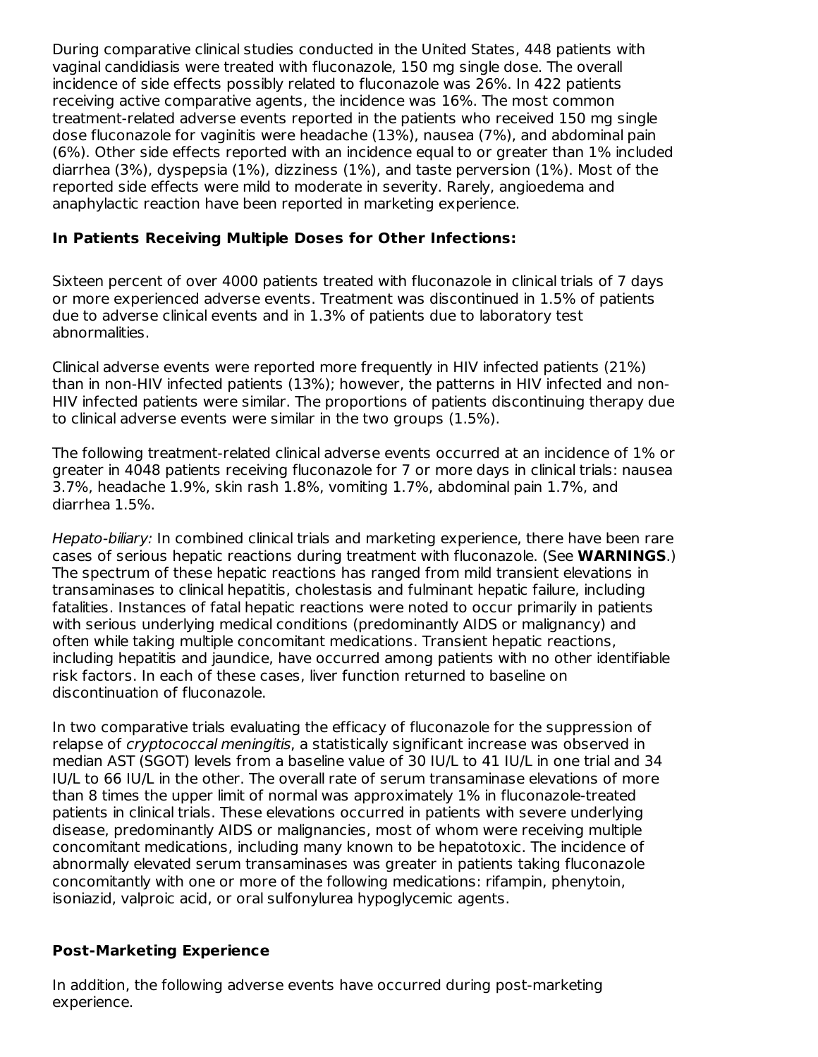During comparative clinical studies conducted in the United States, 448 patients with vaginal candidiasis were treated with fluconazole, 150 mg single dose. The overall incidence of side effects possibly related to fluconazole was 26%. In 422 patients receiving active comparative agents, the incidence was 16%. The most common treatment-related adverse events reported in the patients who received 150 mg single dose fluconazole for vaginitis were headache (13%), nausea (7%), and abdominal pain (6%). Other side effects reported with an incidence equal to or greater than 1% included diarrhea (3%), dyspepsia (1%), dizziness (1%), and taste perversion (1%). Most of the reported side effects were mild to moderate in severity. Rarely, angioedema and anaphylactic reaction have been reported in marketing experience.

**In Patients Receiving Multiple Doses for Other Infections:**

Sixteen percent of over 4000 patients treated with fluconazole in clinical trials of 7 days or more experienced adverse events. Treatment was discontinued in 1.5% of patients due to adverse clinical events and in 1.3% of patients due to laboratory test abnormalities.

Clinical adverse events were reported more frequently in HIV infected patients (21%) than in non-HIV infected patients (13%); however, the patterns in HIV infected and non-HIV infected patients were similar. The proportions of patients discontinuing therapy due to clinical adverse events were similar in the two groups (1.5%).

The following treatment-related clinical adverse events occurred at an incidence of 1% or greater in 4048 patients receiving fluconazole for 7 or more days in clinical trials: nausea 3.7%, headache 1.9%, skin rash 1.8%, vomiting 1.7%, abdominal pain 1.7%, and diarrhea 1.5%.

*Hepato-biliary:* In combined clinical trials and marketing experience, there have been rare cases of serious hepatic reactions during treatment with fluconazole. (See **WARNINGS**.) The spectrum of these hepatic reactions has ranged from mild transient elevations in transaminases to clinical hepatitis, cholestasis and fulminant hepatic failure, including fatalities. Instances of fatal hepatic reactions were noted to occur primarily in patients with serious underlying medical conditions (predominantly AIDS or malignancy) and often while taking multiple concomitant medications. Transient hepatic reactions, including hepatitis and jaundice, have occurred among patients with no other identifiable risk factors. In each of these cases, liver function returned to baseline on discontinuation of fluconazole.

In two comparative trials evaluating the efficacy of fluconazole for the suppression of relapse of *cryptococcal meningitis*, a statistically significant increase was observed in median AST (SGOT) levels from a baseline value of 30 IU/L to 41 IU/L in one trial and 34 IU/L to 66 IU/L in the other. The overall rate of serum transaminase elevations of more than 8 times the upper limit of normal was approximately 1% in fluconazole-treated patients in clinical trials. These elevations occurred in patients with severe underlying disease, predominantly AIDS or malignancies, most of whom were receiving multiple concomitant medications, including many known to be hepatotoxic. The incidence of abnormally elevated serum transaminases was greater in patients taking fluconazole concomitantly with one or more of the following medications: rifampin, phenytoin, isoniazid, valproic acid, or oral sulfonylurea hypoglycemic agents.

**Post-Marketing Experience**

In addition, the following adverse events have occurred during post-marketing experience.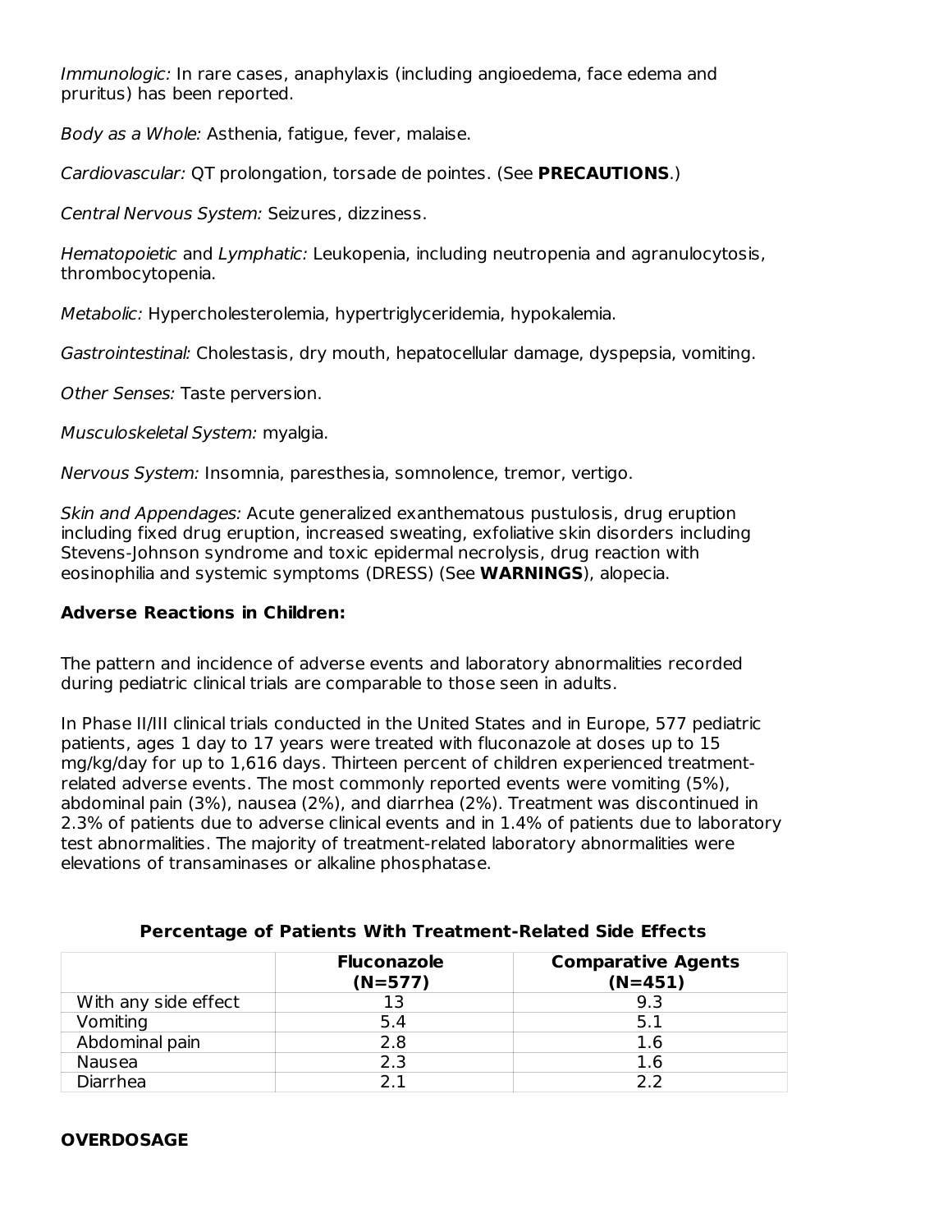*Immunologic:* In rare cases, anaphylaxis (including angioedema, face edema and pruritus) has been reported.

*Body as a Whole:* Asthenia, fatigue, fever, malaise.

*Cardiovascular:* QT prolongation, torsade de pointes. (See **PRECAUTIONS**.)

*Central Nervous System:* Seizures, dizziness.

*Hematopoietic* and *Lymphatic:* Leukopenia, including neutropenia and agranulocytosis, thrombocytopenia.

*Metabolic:* Hypercholesterolemia, hypertriglyceridemia, hypokalemia.

*Gastrointestinal:* Cholestasis, dry mouth, hepatocellular damage, dyspepsia, vomiting.

*Other Senses:* Taste perversion.

*Musculoskeletal System:* myalgia.

*Nervous System:* Insomnia, paresthesia, somnolence, tremor, vertigo.

*Skin and Appendages:* Acute generalized exanthematous pustulosis, drug eruption including fixed drug eruption, increased sweating, exfoliative skin disorders including Stevens-Johnson syndrome and toxic epidermal necrolysis, drug reaction with eosinophilia and systemic symptoms (DRESS) (See **WARNINGS**), alopecia.

**Adverse Reactions in Children:**

The pattern and incidence of adverse events and laboratory abnormalities recorded during pediatric clinical trials are comparable to those seen in adults.

In Phase II/III clinical trials conducted in the United States and in Europe, 577 pediatric patients, ages 1 day to 17 years were treated with fluconazole at doses up to 15 mg/kg/day for up to 1,616 days. Thirteen percent of children experienced treatment-related adverse events. The most commonly reported events were vomiting (5%), abdominal pain (3%), nausea (2%), and diarrhea (2%). Treatment was discontinued in 2.3% of patients due to adverse clinical events and in 1.4% of patients due to laboratory test abnormalities. The majority of treatment-related laboratory abnormalities were elevations of transaminases or alkaline phosphatase.

**Percentage of Patients With Treatment-Related Side Effects**

| | **Fluconazole (N=577)** | **Comparative Agents (N=451)** |
|---|---|---|
| With any side effect | 13 | 9.3 |
| Vomiting | 5.4 | 5.1 |
| Abdominal pain | 2.8 | 1.6 |
| Nausea | 2.3 | 1.6 |
| Diarrhea | 2.1 | 2.2 |

**OVERDOSAGE**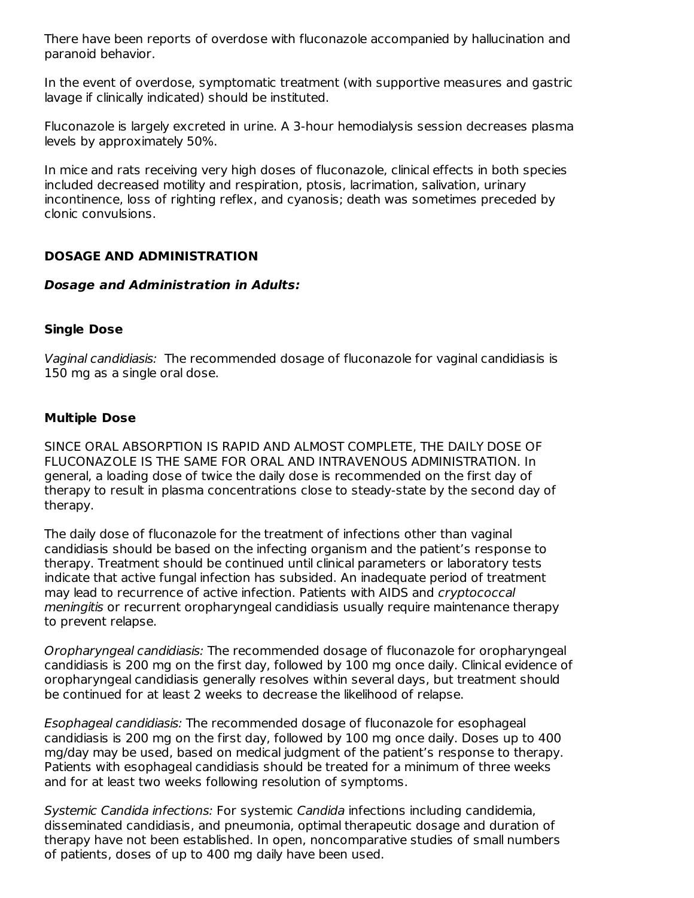There have been reports of overdose with fluconazole accompanied by hallucination and paranoid behavior.

In the event of overdose, symptomatic treatment (with supportive measures and gastric lavage if clinically indicated) should be instituted.

Fluconazole is largely excreted in urine. A 3-hour hemodialysis session decreases plasma levels by approximately 50%.

In mice and rats receiving very high doses of fluconazole, clinical effects in both species included decreased motility and respiration, ptosis, lacrimation, salivation, urinary incontinence, loss of righting reflex, and cyanosis; death was sometimes preceded by clonic convulsions.

## DOSAGE AND ADMINISTRATION

### *Dosage and Administration in Adults:*

#### Single Dose

*Vaginal candidiasis:* The recommended dosage of fluconazole for vaginal candidiasis is 150 mg as a single oral dose.

#### Multiple Dose

SINCE ORAL ABSORPTION IS RAPID AND ALMOST COMPLETE, THE DAILY DOSE OF FLUCONAZOLE IS THE SAME FOR ORAL AND INTRAVENOUS ADMINISTRATION. In general, a loading dose of twice the daily dose is recommended on the first day of therapy to result in plasma concentrations close to steady-state by the second day of therapy.

The daily dose of fluconazole for the treatment of infections other than vaginal candidiasis should be based on the infecting organism and the patient's response to therapy. Treatment should be continued until clinical parameters or laboratory tests indicate that active fungal infection has subsided. An inadequate period of treatment may lead to recurrence of active infection. Patients with AIDS and *cryptococcal meningitis* or recurrent oropharyngeal candidiasis usually require maintenance therapy to prevent relapse.

*Oropharyngeal candidiasis:* The recommended dosage of fluconazole for oropharyngeal candidiasis is 200 mg on the first day, followed by 100 mg once daily. Clinical evidence of oropharyngeal candidiasis generally resolves within several days, but treatment should be continued for at least 2 weeks to decrease the likelihood of relapse.

*Esophageal candidiasis:* The recommended dosage of fluconazole for esophageal candidiasis is 200 mg on the first day, followed by 100 mg once daily. Doses up to 400 mg/day may be used, based on medical judgment of the patient's response to therapy. Patients with esophageal candidiasis should be treated for a minimum of three weeks and for at least two weeks following resolution of symptoms.

*Systemic Candida infections:* For systemic *Candida* infections including candidemia, disseminated candidiasis, and pneumonia, optimal therapeutic dosage and duration of therapy have not been established. In open, noncomparative studies of small numbers of patients, doses of up to 400 mg daily have been used.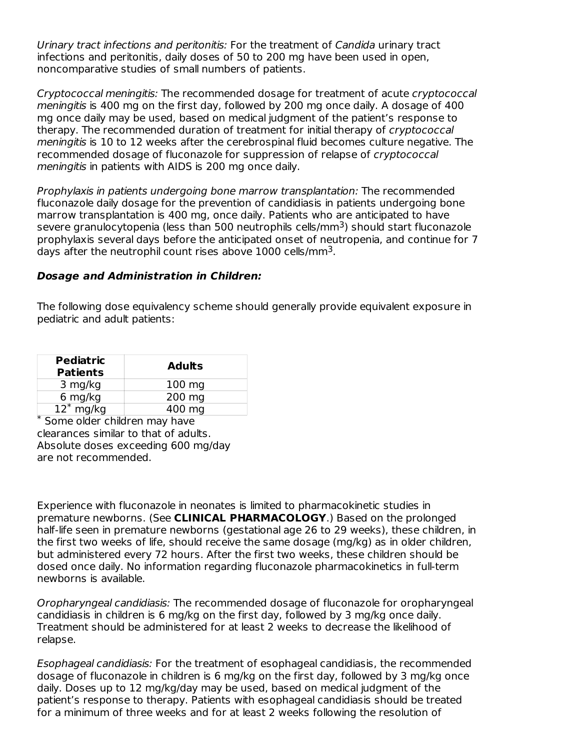*Urinary tract infections and peritonitis:* For the treatment of *Candida* urinary tract infections and peritonitis, daily doses of 50 to 200 mg have been used in open, noncomparative studies of small numbers of patients.

*Cryptococcal meningitis:* The recommended dosage for treatment of acute *cryptococcal meningitis* is 400 mg on the first day, followed by 200 mg once daily. A dosage of 400 mg once daily may be used, based on medical judgment of the patient's response to therapy. The recommended duration of treatment for initial therapy of *cryptococcal meningitis* is 10 to 12 weeks after the cerebrospinal fluid becomes culture negative. The recommended dosage of fluconazole for suppression of relapse of *cryptococcal meningitis* in patients with AIDS is 200 mg once daily.

*Prophylaxis in patients undergoing bone marrow transplantation:* The recommended fluconazole daily dosage for the prevention of candidiasis in patients undergoing bone marrow transplantation is 400 mg, once daily. Patients who are anticipated to have severe granulocytopenia (less than 500 neutrophils cells/mm$^3$) should start fluconazole prophylaxis several days before the anticipated onset of neutropenia, and continue for 7 days after the neutrophil count rises above 1000 cells/mm$^3$.

***Dosage and Administration in Children:***

The following dose equivalency scheme should generally provide equivalent exposure in pediatric and adult patients:

| Pediatric Patients | Adults |
|---|---|
| 3 mg/kg | 100 mg |
| 6 mg/kg | 200 mg |
| 12* mg/kg | 400 mg |

* Some older children may have clearances similar to that of adults. Absolute doses exceeding 600 mg/day are not recommended.

Experience with fluconazole in neonates is limited to pharmacokinetic studies in premature newborns. (See **CLINICAL PHARMACOLOGY**.) Based on the prolonged half-life seen in premature newborns (gestational age 26 to 29 weeks), these children, in the first two weeks of life, should receive the same dosage (mg/kg) as in older children, but administered every 72 hours. After the first two weeks, these children should be dosed once daily. No information regarding fluconazole pharmacokinetics in full-term newborns is available.

*Oropharyngeal candidiasis:* The recommended dosage of fluconazole for oropharyngeal candidiasis in children is 6 mg/kg on the first day, followed by 3 mg/kg once daily. Treatment should be administered for at least 2 weeks to decrease the likelihood of relapse.

*Esophageal candidiasis:* For the treatment of esophageal candidiasis, the recommended dosage of fluconazole in children is 6 mg/kg on the first day, followed by 3 mg/kg once daily. Doses up to 12 mg/kg/day may be used, based on medical judgment of the patient's response to therapy. Patients with esophageal candidiasis should be treated for a minimum of three weeks and for at least 2 weeks following the resolution of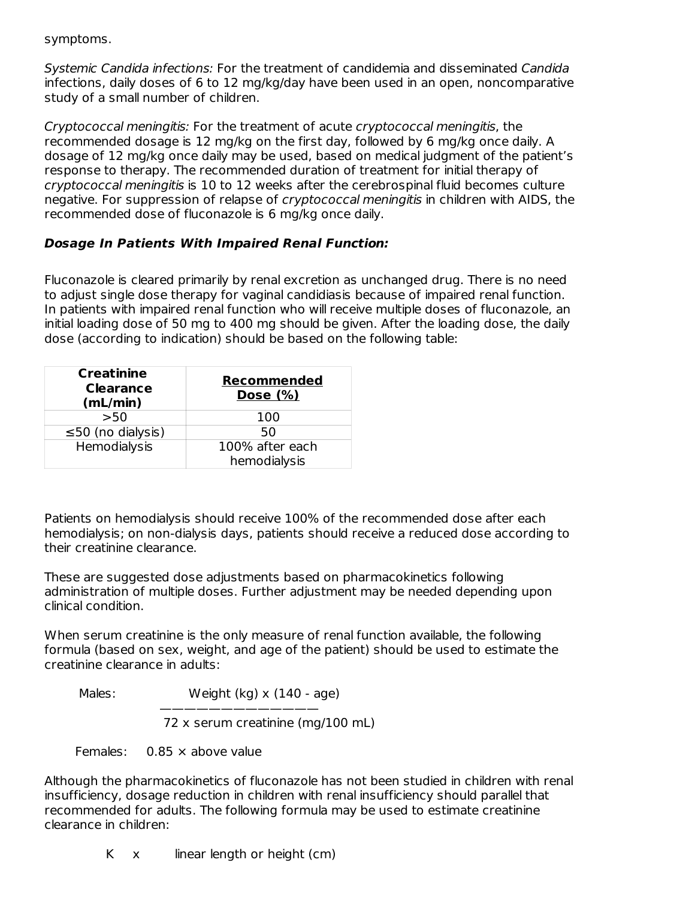symptoms.

*Systemic Candida infections:* For the treatment of candidemia and disseminated *Candida* infections, daily doses of 6 to 12 mg/kg/day have been used in an open, noncomparative study of a small number of children.

*Cryptococcal meningitis:* For the treatment of acute *cryptococcal meningitis*, the recommended dosage is 12 mg/kg on the first day, followed by 6 mg/kg once daily. A dosage of 12 mg/kg once daily may be used, based on medical judgment of the patient's response to therapy. The recommended duration of treatment for initial therapy of *cryptococcal meningitis* is 10 to 12 weeks after the cerebrospinal fluid becomes culture negative. For suppression of relapse of *cryptococcal meningitis* in children with AIDS, the recommended dose of fluconazole is 6 mg/kg once daily.

***Dosage In Patients With Impaired Renal Function:***

Fluconazole is cleared primarily by renal excretion as unchanged drug. There is no need to adjust single dose therapy for vaginal candidiasis because of impaired renal function. In patients with impaired renal function who will receive multiple doses of fluconazole, an initial loading dose of 50 mg to 400 mg should be given. After the loading dose, the daily dose (according to indication) should be based on the following table:

| **Creatinine Clearance (mL/min)** | **Recommended Dose (%)** |
|---|---|
| >50 | 100 |
| ≤50 (no dialysis) | 50 |
| Hemodialysis | 100% after each hemodialysis |

Patients on hemodialysis should receive 100% of the recommended dose after each hemodialysis; on non-dialysis days, patients should receive a reduced dose according to their creatinine clearance.

These are suggested dose adjustments based on pharmacokinetics following administration of multiple doses. Further adjustment may be needed depending upon clinical condition.

When serum creatinine is the only measure of renal function available, the following formula (based on sex, weight, and age of the patient) should be used to estimate the creatinine clearance in adults:

Males:
$$\frac{\text{Weight (kg)} \times (140 - \text{age})}{72 \times \text{serum creatinine (mg/100 mL)}}$$

Females: 0.85 × above value

Although the pharmacokinetics of fluconazole has not been studied in children with renal insufficiency, dosage reduction in children with renal insufficiency should parallel that recommended for adults. The following formula may be used to estimate creatinine clearance in children:

K x linear length or height (cm)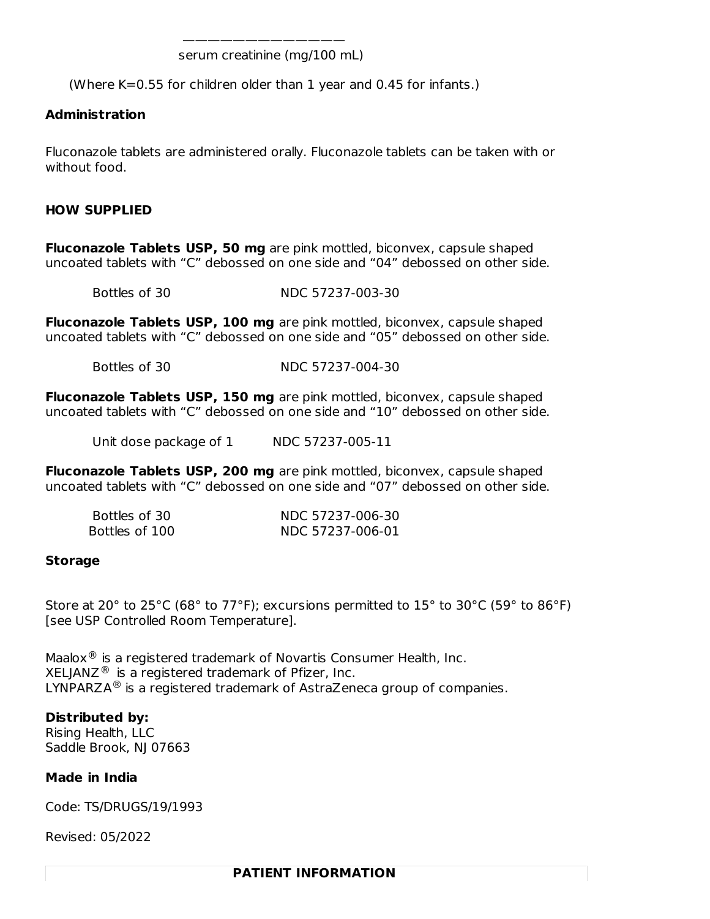―――――――――――――――
serum creatinine (mg/100 mL)

(Where K=0.55 for children older than 1 year and 0.45 for infants.)

**Administration**

Fluconazole tablets are administered orally. Fluconazole tablets can be taken with or without food.

## HOW SUPPLIED

**Fluconazole Tablets USP, 50 mg** are pink mottled, biconvex, capsule shaped uncoated tablets with "C" debossed on one side and "04" debossed on other side.

| Bottles of 30 | NDC 57237-003-30 |
| --- | --- |

**Fluconazole Tablets USP, 100 mg** are pink mottled, biconvex, capsule shaped uncoated tablets with "C" debossed on one side and "05" debossed on other side.

| Bottles of 30 | NDC 57237-004-30 |
| --- | --- |

**Fluconazole Tablets USP, 150 mg** are pink mottled, biconvex, capsule shaped uncoated tablets with "C" debossed on one side and "10" debossed on other side.

| Unit dose package of 1 | NDC 57237-005-11 |
| --- | --- |

**Fluconazole Tablets USP, 200 mg** are pink mottled, biconvex, capsule shaped uncoated tablets with "C" debossed on one side and "07" debossed on other side.

| Bottles of 30 | NDC 57237-006-30 |
| --- | --- |
| Bottles of 100 | NDC 57237-006-01 |

**Storage**

Store at 20° to 25°C (68° to 77°F); excursions permitted to 15° to 30°C (59° to 86°F) [see USP Controlled Room Temperature].

Maalox® is a registered trademark of Novartis Consumer Health, Inc.
XELJANZ® is a registered trademark of Pfizer, Inc.
LYNPARZA® is a registered trademark of AstraZeneca group of companies.

**Distributed by:**
Rising Health, LLC
Saddle Brook, NJ 07663

**Made in India**

Code: TS/DRUGS/19/1993

Revised: 05/2022

## PATIENT INFORMATION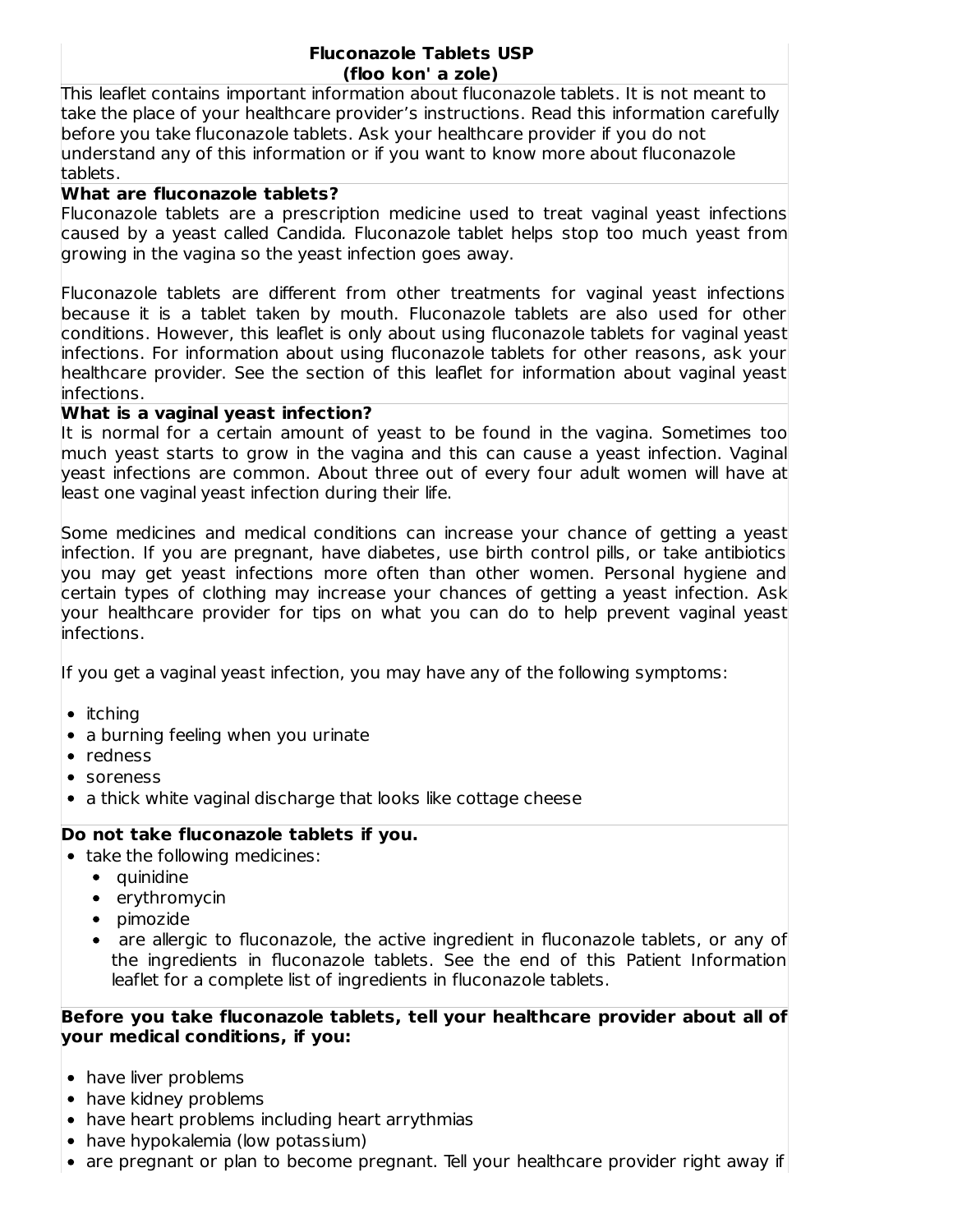## Fluconazole Tablets USP
**(floo kon' a zole)**

This leaflet contains important information about fluconazole tablets. It is not meant to take the place of your healthcare provider's instructions. Read this information carefully before you take fluconazole tablets. Ask your healthcare provider if you do not understand any of this information or if you want to know more about fluconazole tablets.

**What are fluconazole tablets?**

Fluconazole tablets are a prescription medicine used to treat vaginal yeast infections caused by a yeast called Candida. Fluconazole tablet helps stop too much yeast from growing in the vagina so the yeast infection goes away.

Fluconazole tablets are different from other treatments for vaginal yeast infections because it is a tablet taken by mouth. Fluconazole tablets are also used for other conditions. However, this leaflet is only about using fluconazole tablets for vaginal yeast infections. For information about using fluconazole tablets for other reasons, ask your healthcare provider. See the section of this leaflet for information about vaginal yeast infections.

**What is a vaginal yeast infection?**

It is normal for a certain amount of yeast to be found in the vagina. Sometimes too much yeast starts to grow in the vagina and this can cause a yeast infection. Vaginal yeast infections are common. About three out of every four adult women will have at least one vaginal yeast infection during their life.

Some medicines and medical conditions can increase your chance of getting a yeast infection. If you are pregnant, have diabetes, use birth control pills, or take antibiotics you may get yeast infections more often than other women. Personal hygiene and certain types of clothing may increase your chances of getting a yeast infection. Ask your healthcare provider for tips on what you can do to help prevent vaginal yeast infections.

If you get a vaginal yeast infection, you may have any of the following symptoms:

- itching
- a burning feeling when you urinate
- redness
- soreness
- a thick white vaginal discharge that looks like cottage cheese

**Do not take fluconazole tablets if you.**

- take the following medicines:
  - quinidine
  - erythromycin
  - pimozide
  - are allergic to fluconazole, the active ingredient in fluconazole tablets, or any of the ingredients in fluconazole tablets. See the end of this Patient Information leaflet for a complete list of ingredients in fluconazole tablets.

**Before you take fluconazole tablets, tell your healthcare provider about all of your medical conditions, if you:**

- have liver problems
- have kidney problems
- have heart problems including heart arrythmias
- have hypokalemia (low potassium)
- are pregnant or plan to become pregnant. Tell your healthcare provider right away if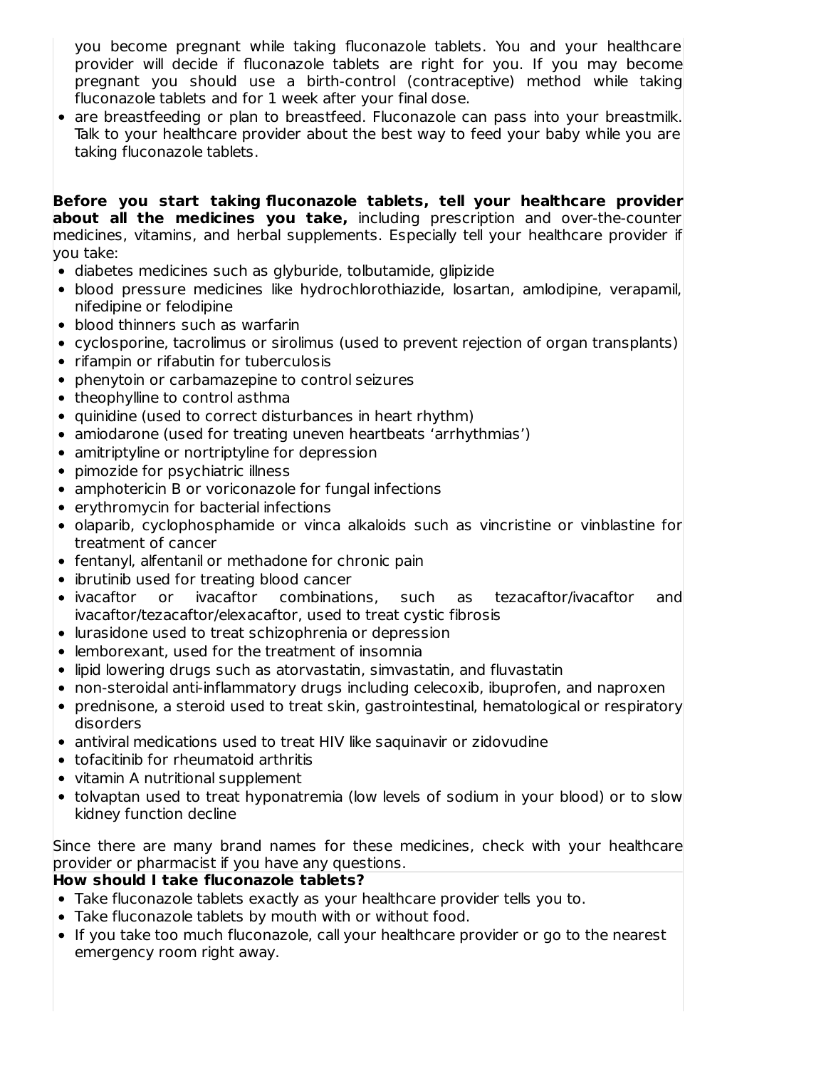you become pregnant while taking fluconazole tablets. You and your healthcare provider will decide if fluconazole tablets are right for you. If you may become pregnant you should use a birth-control (contraceptive) method while taking fluconazole tablets and for 1 week after your final dose.

- are breastfeeding or plan to breastfeed. Fluconazole can pass into your breastmilk. Talk to your healthcare provider about the best way to feed your baby while you are taking fluconazole tablets.

**Before you start taking fluconazole tablets, tell your healthcare provider about all the medicines you take,** including prescription and over-the-counter medicines, vitamins, and herbal supplements. Especially tell your healthcare provider if you take:

- diabetes medicines such as glyburide, tolbutamide, glipizide
- blood pressure medicines like hydrochlorothiazide, losartan, amlodipine, verapamil, nifedipine or felodipine
- blood thinners such as warfarin
- cyclosporine, tacrolimus or sirolimus (used to prevent rejection of organ transplants)
- rifampin or rifabutin for tuberculosis
- phenytoin or carbamazepine to control seizures
- theophylline to control asthma
- quinidine (used to correct disturbances in heart rhythm)
- amiodarone (used for treating uneven heartbeats 'arrhythmias')
- amitriptyline or nortriptyline for depression
- pimozide for psychiatric illness
- amphotericin B or voriconazole for fungal infections
- erythromycin for bacterial infections
- olaparib, cyclophosphamide or vinca alkaloids such as vincristine or vinblastine for treatment of cancer
- fentanyl, alfentanil or methadone for chronic pain
- ibrutinib used for treating blood cancer
- ivacaftor or ivacaftor combinations, such as tezacaftor/ivacaftor and ivacaftor/tezacaftor/elexacaftor, used to treat cystic fibrosis
- lurasidone used to treat schizophrenia or depression
- lemborexant, used for the treatment of insomnia
- lipid lowering drugs such as atorvastatin, simvastatin, and fluvastatin
- non-steroidal anti-inflammatory drugs including celecoxib, ibuprofen, and naproxen
- prednisone, a steroid used to treat skin, gastrointestinal, hematological or respiratory disorders
- antiviral medications used to treat HIV like saquinavir or zidovudine
- tofacitinib for rheumatoid arthritis
- vitamin A nutritional supplement
- tolvaptan used to treat hyponatremia (low levels of sodium in your blood) or to slow kidney function decline

Since there are many brand names for these medicines, check with your healthcare provider or pharmacist if you have any questions.

**How should I take fluconazole tablets?**

- Take fluconazole tablets exactly as your healthcare provider tells you to.
- Take fluconazole tablets by mouth with or without food.
- If you take too much fluconazole, call your healthcare provider or go to the nearest emergency room right away.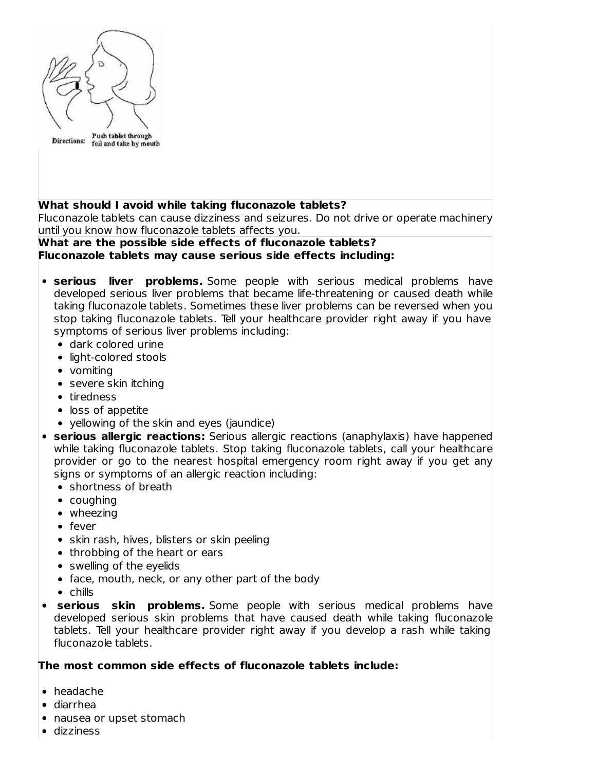Directions: Push tablet through foil and take by mouth

**What should I avoid while taking fluconazole tablets?**

Fluconazole tablets can cause dizziness and seizures. Do not drive or operate machinery until you know how fluconazole tablets affects you.

**What are the possible side effects of fluconazole tablets?**

**Fluconazole tablets may cause serious side effects including:**

- **serious liver problems.** Some people with serious medical problems have developed serious liver problems that became life-threatening or caused death while taking fluconazole tablets. Sometimes these liver problems can be reversed when you stop taking fluconazole tablets. Tell your healthcare provider right away if you have symptoms of serious liver problems including:
  - dark colored urine
  - light-colored stools
  - vomiting
  - severe skin itching
  - tiredness
  - loss of appetite
  - yellowing of the skin and eyes (jaundice)
- **serious allergic reactions:** Serious allergic reactions (anaphylaxis) have happened while taking fluconazole tablets. Stop taking fluconazole tablets, call your healthcare provider or go to the nearest hospital emergency room right away if you get any signs or symptoms of an allergic reaction including:
  - shortness of breath
  - coughing
  - wheezing
  - fever
  - skin rash, hives, blisters or skin peeling
  - throbbing of the heart or ears
  - swelling of the eyelids
  - face, mouth, neck, or any other part of the body
  - chills
- **serious skin problems.** Some people with serious medical problems have developed serious skin problems that have caused death while taking fluconazole tablets. Tell your healthcare provider right away if you develop a rash while taking fluconazole tablets.

**The most common side effects of fluconazole tablets include:**

- headache
- diarrhea
- nausea or upset stomach
- dizziness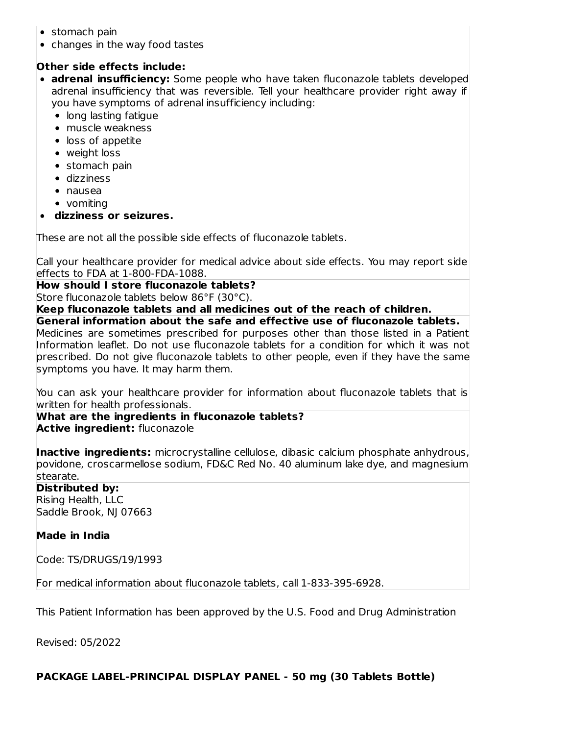- stomach pain
- changes in the way food tastes

**Other side effects include:**

- **adrenal insufficiency:** Some people who have taken fluconazole tablets developed adrenal insufficiency that was reversible. Tell your healthcare provider right away if you have symptoms of adrenal insufficiency including:
  - long lasting fatigue
  - muscle weakness
  - loss of appetite
  - weight loss
  - stomach pain
  - dizziness
  - nausea
  - vomiting
- **dizziness or seizures.**

These are not all the possible side effects of fluconazole tablets.

Call your healthcare provider for medical advice about side effects. You may report side effects to FDA at 1-800-FDA-1088.

**How should I store fluconazole tablets?**

Store fluconazole tablets below 86°F (30°C).

**Keep fluconazole tablets and all medicines out of the reach of children.**

**General information about the safe and effective use of fluconazole tablets.**

Medicines are sometimes prescribed for purposes other than those listed in a Patient Information leaflet. Do not use fluconazole tablets for a condition for which it was not prescribed. Do not give fluconazole tablets to other people, even if they have the same symptoms you have. It may harm them.

You can ask your healthcare provider for information about fluconazole tablets that is written for health professionals.

**What are the ingredients in fluconazole tablets?**

**Active ingredient:** fluconazole

**Inactive ingredients:** microcrystalline cellulose, dibasic calcium phosphate anhydrous, povidone, croscarmellose sodium, FD&C Red No. 40 aluminum lake dye, and magnesium stearate.

**Distributed by:**
Rising Health, LLC
Saddle Brook, NJ 07663

**Made in India**

Code: TS/DRUGS/19/1993

For medical information about fluconazole tablets, call 1-833-395-6928.

This Patient Information has been approved by the U.S. Food and Drug Administration

Revised: 05/2022

**PACKAGE LABEL-PRINCIPAL DISPLAY PANEL - 50 mg (30 Tablets Bottle)**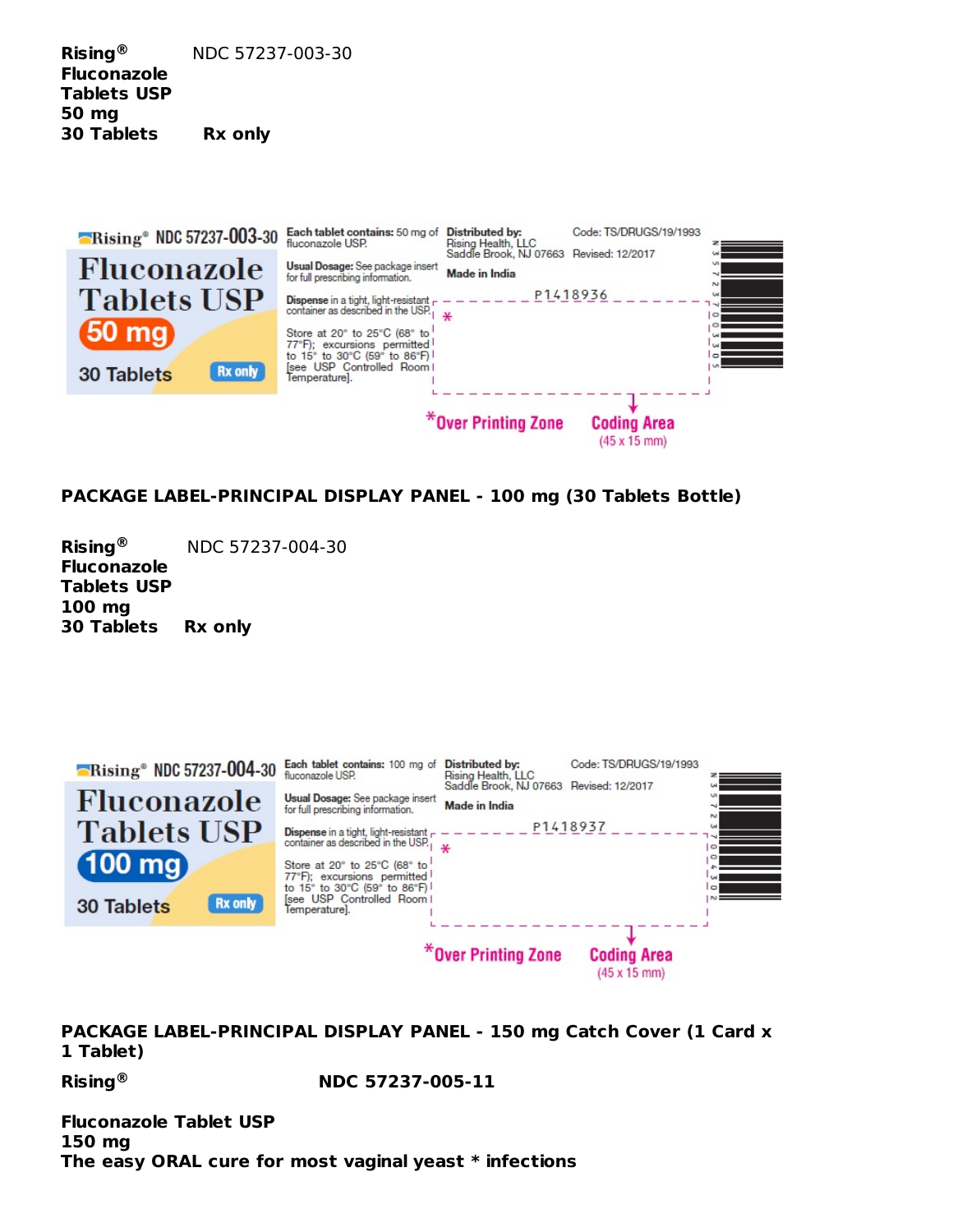**Rising®** NDC 57237-003-30
**Fluconazole Tablets USP**
**50 mg**
**30 Tablets** **Rx only**

Rising® NDC 57237-003-30

Fluconazole Tablets USP

50 mg

30 Tablets Rx only

**Each tablet contains:** 50 mg of fluconazole USP.

**Usual Dosage:** See package insert for full prescribing information.

**Dispense** in a tight, light-resistant container as described in the USP.

Store at 20° to 25°C (68° to 77°F); excursions permitted to 15° to 30°C (59° to 86°F) [see USP Controlled Room Temperature].

**Distributed by:**
Rising Health, LLC
Saddle Brook, NJ 07663

**Made in India**

Code: TS/DRUGS/19/1993
Revised: 12/2017

P1418936

*Over Printing Zone

Coding Area (45 x 15 mm)

**PACKAGE LABEL-PRINCIPAL DISPLAY PANEL - 100 mg (30 Tablets Bottle)**

**Rising®** NDC 57237-004-30
**Fluconazole Tablets USP**
**100 mg**
**30 Tablets** **Rx only**

Rising® NDC 57237-004-30

Fluconazole Tablets USP

100 mg

30 Tablets Rx only

**Each tablet contains:** 100 mg of fluconazole USP.

**Usual Dosage:** See package insert for full prescribing information.

**Dispense** in a tight, light-resistant container as described in the USP.

Store at 20° to 25°C (68° to 77°F); excursions permitted to 15° to 30°C (59° to 86°F) [see USP Controlled Room Temperature].

**Distributed by:**
Rising Health, LLC
Saddle Brook, NJ 07663

**Made in India**

Code: TS/DRUGS/19/1993
Revised: 12/2017

P1418937

*Over Printing Zone

Coding Area (45 x 15 mm)

**PACKAGE LABEL-PRINCIPAL DISPLAY PANEL - 150 mg Catch Cover (1 Card x 1 Tablet)**

**Rising®** **NDC 57237-005-11**

**Fluconazole Tablet USP**
**150 mg**
**The easy ORAL cure for most vaginal yeast * infections**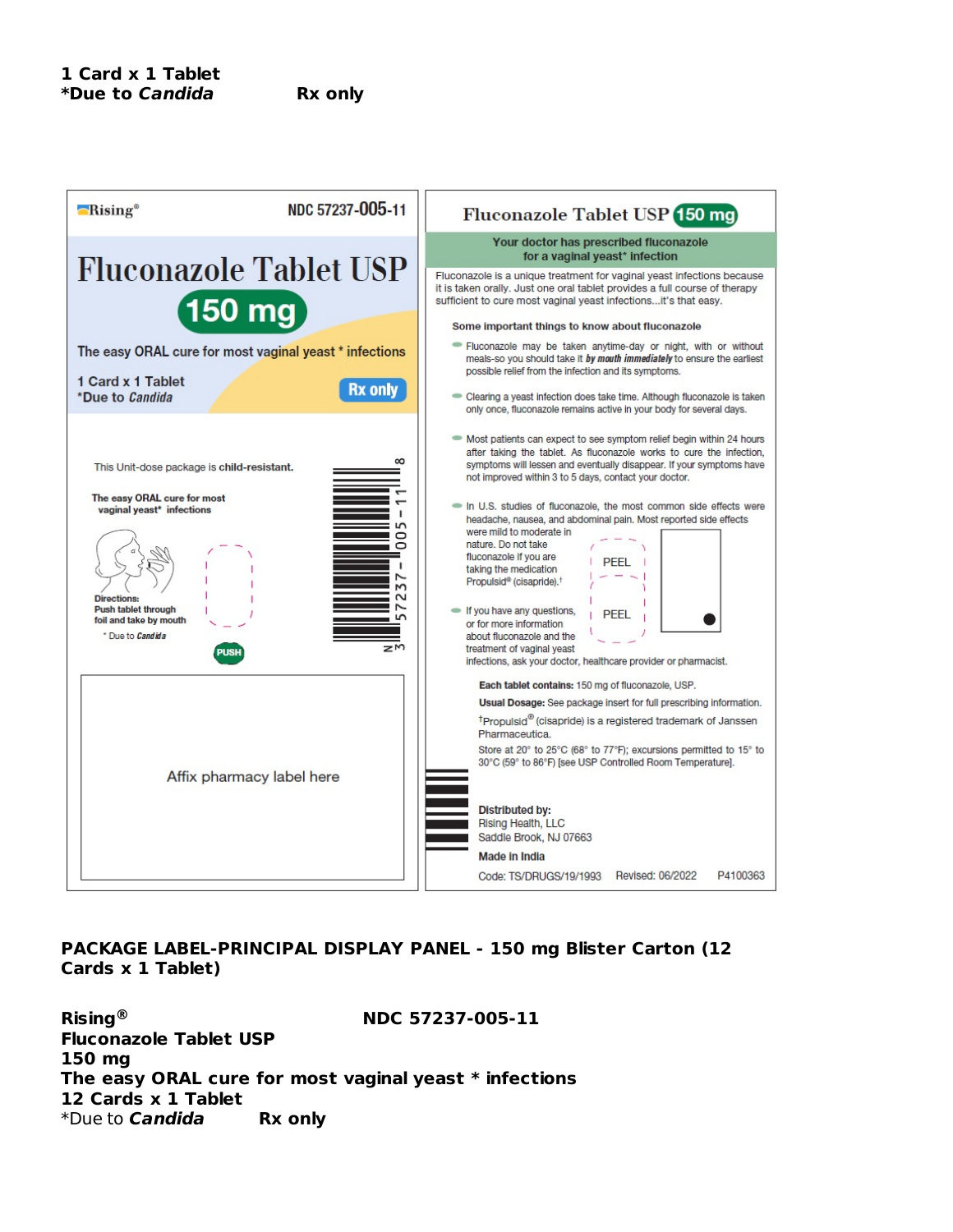**1 Card x 1 Tablet**
***Due to *Candida*** **Rx only**

Rising®

NDC 57237-005-11

# Fluconazole Tablet USP

**150 mg**

The easy ORAL cure for most vaginal yeast * infections

1 Card x 1 Tablet
*Due to *Candida*

Rx only

This Unit-dose package is **child-resistant.**

**The easy ORAL cure for most vaginal yeast* infections**

**Directions:**
**Push tablet through foil and take by mouth**

* Due to *Candida*

PUSH

Affix pharmacy label here

N 3 57237-005-11 8

## Fluconazole Tablet USP 150 mg

**Your doctor has prescribed fluconazole for a vaginal yeast* infection**

Fluconazole is a unique treatment for vaginal yeast infections because it is taken orally. Just one oral tablet provides a full course of therapy sufficient to cure most vaginal yeast infections...it's that easy.

**Some important things to know about fluconazole**

- Fluconazole may be taken anytime-day or night, with or without meals-so you should take it ***by mouth immediately*** to ensure the earliest possible relief from the infection and its symptoms.
- Clearing a yeast infection does take time. Although fluconazole is taken only once, fluconazole remains active in your body for several days.
- Most patients can expect to see symptom relief begin within 24 hours after taking the tablet. As fluconazole works to cure the infection, symptoms will lessen and eventually disappear. If your symptoms have not improved within 3 to 5 days, contact your doctor.
- In U.S. studies of fluconazole, the most common side effects were headache, nausea, and abdominal pain. Most reported side effects were mild to moderate in nature. Do not take fluconazole if you are taking the medication Propulsid® (cisapride).†
- If you have any questions, or for more information about fluconazole and the treatment of vaginal yeast infections, ask your doctor, healthcare provider or pharmacist.

PEEL

PEEL

**Each tablet contains:** 150 mg of fluconazole, USP.

**Usual Dosage:** See package insert for full prescribing information.

†Propulsid® (cisapride) is a registered trademark of Janssen Pharmaceutica.

Store at 20° to 25°C (68° to 77°F); excursions permitted to 15° to 30°C (59° to 86°F) [see USP Controlled Room Temperature].

**Distributed by:**
Rising Health, LLC
Saddle Brook, NJ 07663

**Made in India**

Code: TS/DRUGS/19/1993 Revised: 06/2022 P4100363

**PACKAGE LABEL-PRINCIPAL DISPLAY PANEL - 150 mg Blister Carton (12 Cards x 1 Tablet)**

**Rising®** **NDC 57237-005-11**
**Fluconazole Tablet USP**
**150 mg**
**The easy ORAL cure for most vaginal yeast * infections**
**12 Cards x 1 Tablet**
*Due to ***Candida*** **Rx only**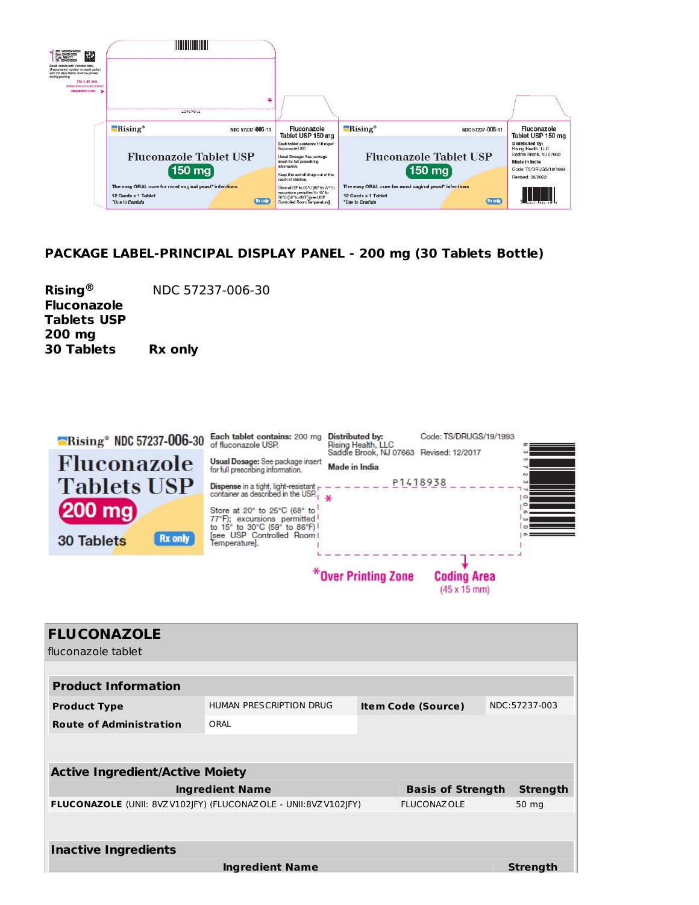Rising® NDC 57237-005-11

Fluconazole Tablet USP
150 mg

The easy ORAL cure for most vaginal yeast* infections

12 Cards x 1 Tablet
*Due to Candida

Rx only

Fluconazole Tablet USP 150 mg

Each tablet contains: 150 mg of fluconazole USP.

Usual Dosage: See package insert for full prescribing information.

Keep this and all drugs out of the reach of children.

Store at 20° to 25°C (68° to 77°F); excursions permitted to 15° to 30°C (59° to 86°F) [see USP Controlled Room Temperature].

Fluconazole Tablet USP 150 mg

Distributed by:
Rising Health, LLC
Saddle Brook, NJ 07663

Made in India

Code: TS/DRUGS/19/1993

Revised: 06/2022

## PACKAGE LABEL-PRINCIPAL DISPLAY PANEL - 200 mg (30 Tablets Bottle)

**Rising®** NDC 57237-006-30
**Fluconazole Tablets USP**
**200 mg**
**30 Tablets** **Rx only**

Rising® NDC 57237-006-30

Fluconazole Tablets USP
200 mg

30 Tablets Rx only

**Each tablet contains:** 200 mg of fluconazole USP.

**Usual Dosage:** See package insert for full prescribing information.

**Dispense** in a tight, light-resistant container as described in the USP.

Store at 20° to 25°C (68° to 77°F); excursions permitted to 15° to 30°C (59° to 86°F) [see USP Controlled Room Temperature].

**Distributed by:**
Rising Health, LLC
Saddle Brook, NJ 07663

Code: TS/DRUGS/19/1993
Revised: 12/2017

Made in India

P1418938

*Over Printing Zone

Coding Area (45 x 15 mm)

N 3 57237 00630 6

## FLUCONAZOLE

fluconazole tablet

| Product Information | | | |
|---|---|---|---|
| **Product Type** | HUMAN PRESCRIPTION DRUG | **Item Code (Source)** | NDC:57237-003 |
| **Route of Administration** | ORAL | | |

| Active Ingredient/Active Moiety | | |
|---|---|---|
| **Ingredient Name** | **Basis of Strength** | **Strength** |
| **FLUCONAZOLE** (UNII: 8VZV102JFY) (FLUCONAZOLE - UNII:8VZV102JFY) | FLUCONAZOLE | 50 mg |

| Inactive Ingredients | |
|---|---|
| **Ingredient Name** | **Strength** |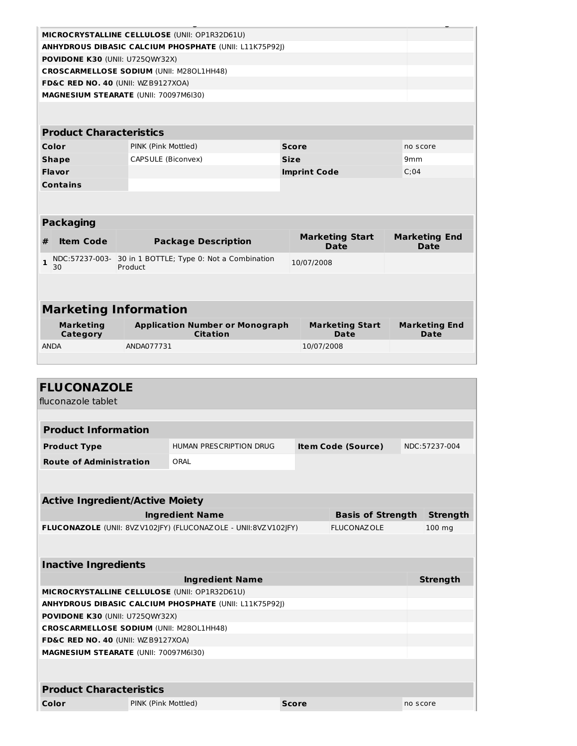| Ingredient Name | Strength |
|---|---|
| **MICROCRYSTALLINE CELLULOSE** (UNII: OP1R32D61U) | |
| **ANHYDROUS DIBASIC CALCIUM PHOSPHATE** (UNII: L11K75P92J) | |
| **POVIDONE K30** (UNII: U725QWY32X) | |
| **CROSCARMELLOSE SODIUM** (UNII: M28OL1HH48) | |
| **FD&C RED NO. 40** (UNII: WZB9127XOA) | |
| **MAGNESIUM STEARATE** (UNII: 70097M6I30) | |

**Product Characteristics**

| | | | |
|---|---|---|---|
| **Color** | PINK (Pink Mottled) | **Score** | no score |
| **Shape** | CAPSULE (Biconvex) | **Size** | 9mm |
| **Flavor** | | **Imprint Code** | C;04 |
| **Contains** | | | |

**Packaging**

| # | Item Code | Package Description | Marketing Start Date | Marketing End Date |
|---|---|---|---|---|
| 1 | NDC:57237-003-30 | 30 in 1 BOTTLE; Type 0: Not a Combination Product | 10/07/2008 | |

## Marketing Information

| Marketing Category | Application Number or Monograph Citation | Marketing Start Date | Marketing End Date |
|---|---|---|---|
| ANDA | ANDA077731 | 10/07/2008 | |

# FLUCONAZOLE

fluconazole tablet

**Product Information**

| | | | |
|---|---|---|---|
| **Product Type** | HUMAN PRESCRIPTION DRUG | **Item Code (Source)** | NDC:57237-004 |
| **Route of Administration** | ORAL | | |

**Active Ingredient/Active Moiety**

| Ingredient Name | Basis of Strength | Strength |
|---|---|---|
| **FLUCONAZOLE** (UNII: 8VZV102JFY) (FLUCONAZOLE - UNII:8VZV102JFY) | FLUCONAZOLE | 100 mg |

**Inactive Ingredients**

| Ingredient Name | Strength |
|---|---|
| **MICROCRYSTALLINE CELLULOSE** (UNII: OP1R32D61U) | |
| **ANHYDROUS DIBASIC CALCIUM PHOSPHATE** (UNII: L11K75P92J) | |
| **POVIDONE K30** (UNII: U725QWY32X) | |
| **CROSCARMELLOSE SODIUM** (UNII: M28OL1HH48) | |
| **FD&C RED NO. 40** (UNII: WZB9127XOA) | |
| **MAGNESIUM STEARATE** (UNII: 70097M6I30) | |

**Product Characteristics**

| | | | |
|---|---|---|---|
| **Color** | PINK (Pink Mottled) | **Score** | no score |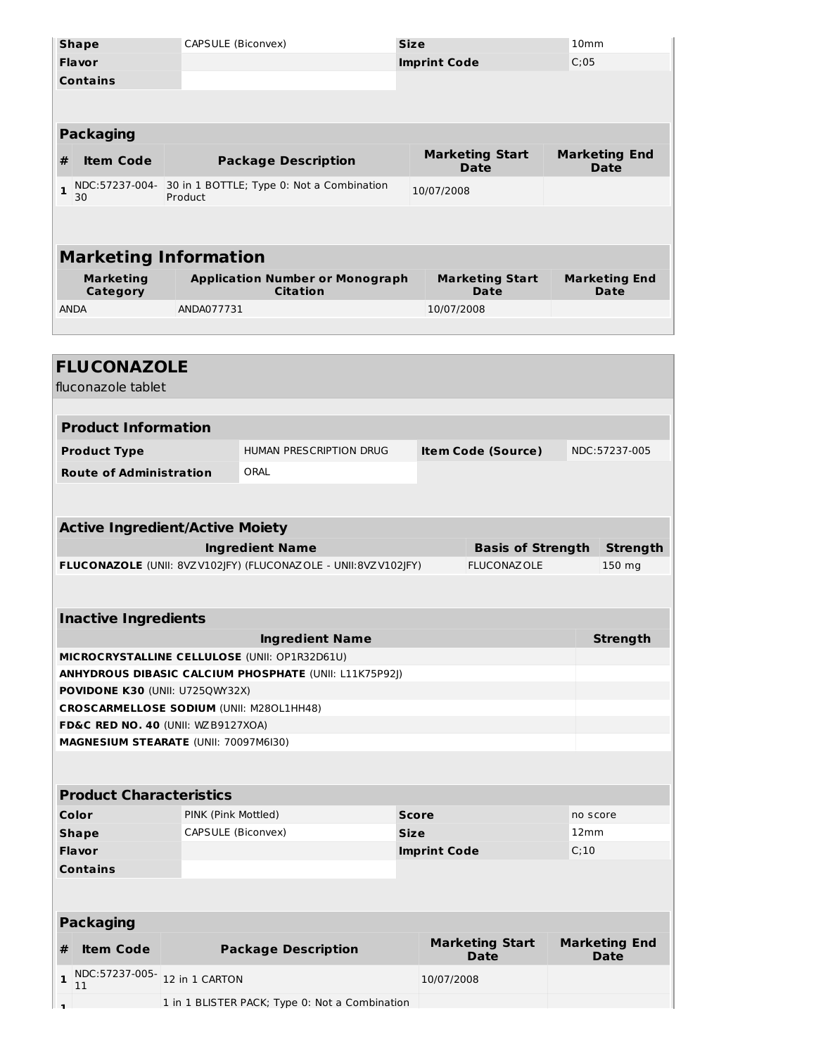| Shape | CAPSULE (Biconvex) | Size | 10mm |
|---|---|---|---|
| Flavor | | Imprint Code | C;05 |
| Contains | | | |

### Packaging

| # | Item Code | Package Description | Marketing Start Date | Marketing End Date |
|---|---|---|---|---|
| 1 | NDC:57237-004-30 | 30 in 1 BOTTLE; Type 0: Not a Combination Product | 10/07/2008 | |

## Marketing Information

| Marketing Category | Application Number or Monograph Citation | Marketing Start Date | Marketing End Date |
|---|---|---|---|
| ANDA | ANDA077731 | 10/07/2008 | |

# FLUCONAZOLE

fluconazole tablet

### Product Information

| Product Type | HUMAN PRESCRIPTION DRUG | Item Code (Source) | NDC:57237-005 |
|---|---|---|---|
| Route of Administration | ORAL | | |

### Active Ingredient/Active Moiety

| Ingredient Name | Basis of Strength | Strength |
|---|---|---|
| **FLUCONAZOLE** (UNII: 8VZV102JFY) (FLUCONAZOLE - UNII:8VZV102JFY) | FLUCONAZOLE | 150 mg |

### Inactive Ingredients

| Ingredient Name | Strength |
|---|---|
| **MICROCRYSTALLINE CELLULOSE** (UNII: OP1R32D61U) | |
| **ANHYDROUS DIBASIC CALCIUM PHOSPHATE** (UNII: L11K75P92J) | |
| **POVIDONE K30** (UNII: U725QWY32X) | |
| **CROSCARMELLOSE SODIUM** (UNII: M28OL1HH48) | |
| **FD&C RED NO. 40** (UNII: WZB9127XOA) | |
| **MAGNESIUM STEARATE** (UNII: 70097M6I30) | |

### Product Characteristics

| Color | PINK (Pink Mottled) | Score | no score |
|---|---|---|---|
| Shape | CAPSULE (Biconvex) | Size | 12mm |
| Flavor | | Imprint Code | C;10 |
| Contains | | | |

### Packaging

| # | Item Code | Package Description | Marketing Start Date | Marketing End Date |
|---|---|---|---|---|
| 1 | NDC:57237-005-11 | 12 in 1 CARTON | 10/07/2008 | |
| 1 | | 1 in 1 BLISTER PACK; Type 0: Not a Combination | | |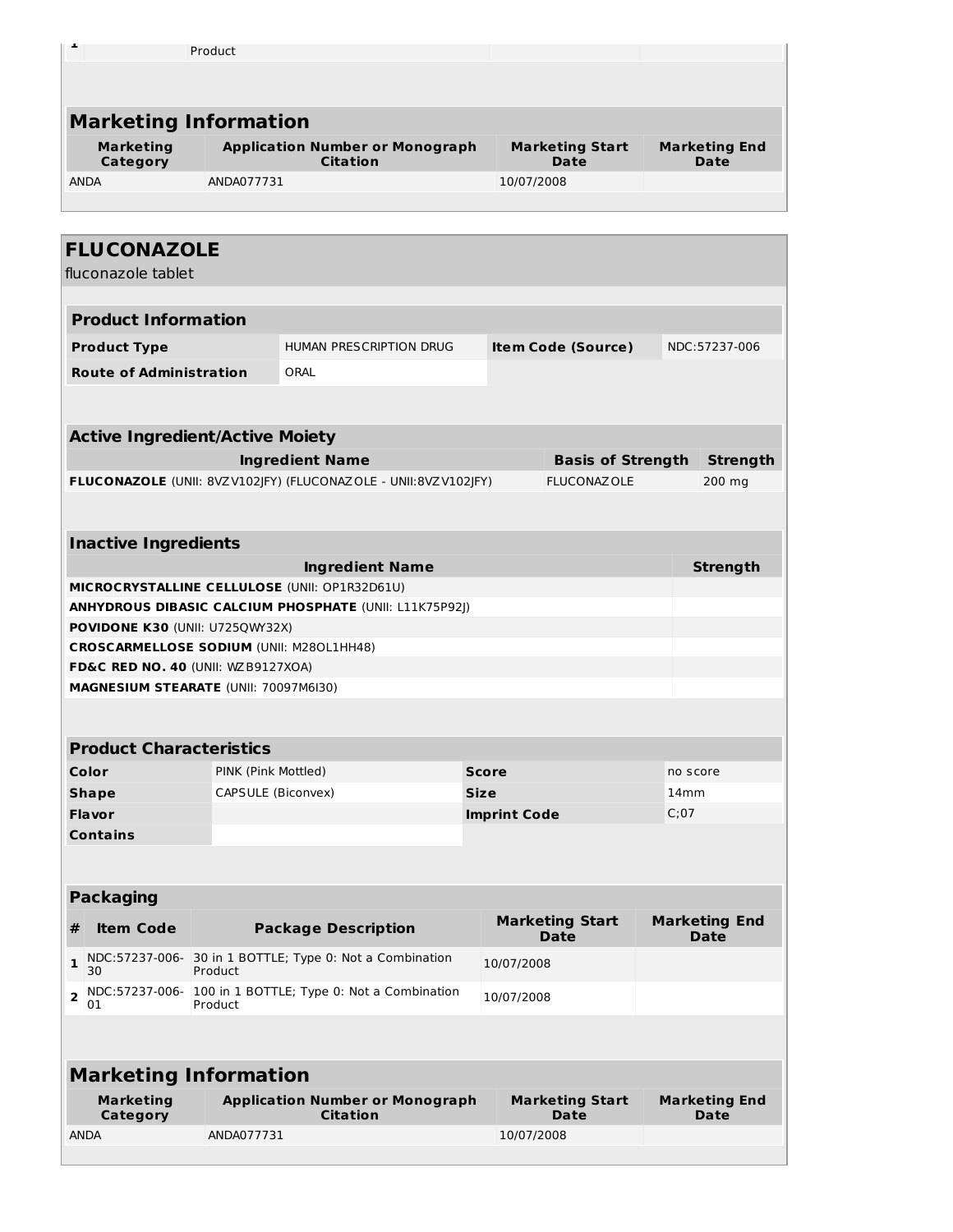| 1 | | Product | | |
|---|---|---|---|---|

## Marketing Information

| Marketing Category | Application Number or Monograph Citation | Marketing Start Date | Marketing End Date |
|---|---|---|---|
| ANDA | ANDA077731 | 10/07/2008 | |

# FLUCONAZOLE

fluconazole tablet

## Product Information

| Product Type | HUMAN PRESCRIPTION DRUG | Item Code (Source) | NDC:57237-006 |
|---|---|---|---|
| Route of Administration | ORAL | | |

## Active Ingredient/Active Moiety

| Ingredient Name | Basis of Strength | Strength |
|---|---|---|
| **FLUCONAZOLE** (UNII: 8VZV102JFY) (FLUCONAZOLE - UNII:8VZV102JFY) | FLUCONAZOLE | 200 mg |

## Inactive Ingredients

| Ingredient Name | Strength |
|---|---|
| **MICROCRYSTALLINE CELLULOSE** (UNII: OP1R32D61U) | |
| **ANHYDROUS DIBASIC CALCIUM PHOSPHATE** (UNII: L11K75P92J) | |
| **POVIDONE K30** (UNII: U725QWY32X) | |
| **CROSCARMELLOSE SODIUM** (UNII: M28OL1HH48) | |
| **FD&C RED NO. 40** (UNII: WZB9127XOA) | |
| **MAGNESIUM STEARATE** (UNII: 70097M6I30) | |

## Product Characteristics

| Color | PINK (Pink Mottled) | Score | no score |
|---|---|---|---|
| Shape | CAPSULE (Biconvex) | Size | 14mm |
| Flavor | | Imprint Code | C;07 |
| Contains | | | |

## Packaging

| # | Item Code | Package Description | Marketing Start Date | Marketing End Date |
|---|---|---|---|---|
| 1 | NDC:57237-006-30 | 30 in 1 BOTTLE; Type 0: Not a Combination Product | 10/07/2008 | |
| 2 | NDC:57237-006-01 | 100 in 1 BOTTLE; Type 0: Not a Combination Product | 10/07/2008 | |

## Marketing Information

| Marketing Category | Application Number or Monograph Citation | Marketing Start Date | Marketing End Date |
|---|---|---|---|
| ANDA | ANDA077731 | 10/07/2008 | |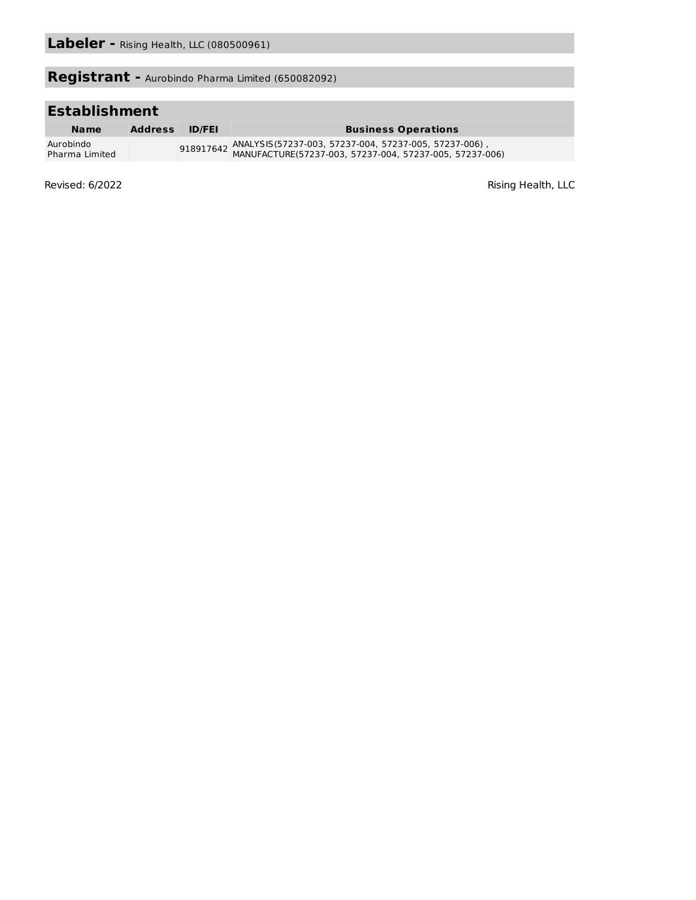## Labeler - Rising Health, LLC (080500961)

## Registrant - Aurobindo Pharma Limited (650082092)

## Establishment

| Name | Address | ID/FEI | Business Operations |
| --- | --- | --- | --- |
| Aurobindo Pharma Limited | | 918917642 | ANALYSIS(57237-003, 57237-004, 57237-005, 57237-006) , MANUFACTURE(57237-003, 57237-004, 57237-005, 57237-006) |

Revised: 6/2022

Rising Health, LLC